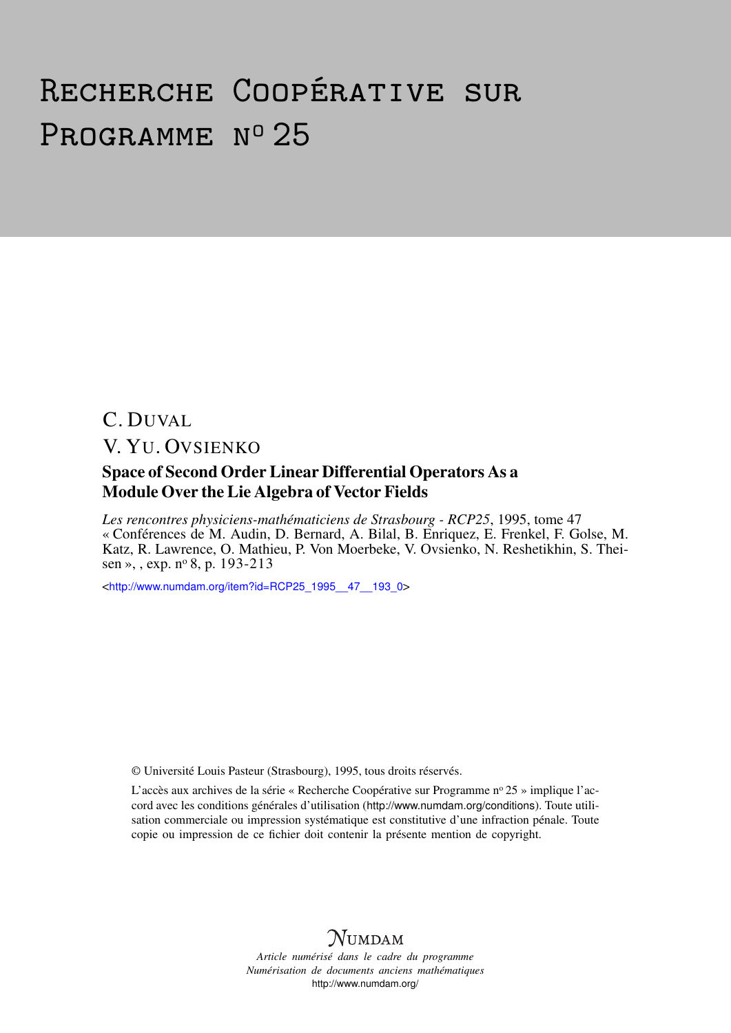# Recherche Coopérative sur Programme n° 25

C. Duval

V. Yu. Ovsienko

## Space of Second Order Linear Differential Operators As a Module Over the Lie Algebra of Vector Fields

*Les rencontres physiciens-mathématiciens de Strasbourg - RCP25*, 1995, tome 47 « Conférences de M. Audin, D. Bernard, A. Bilal, B. Enriquez, E. Frenkel, F. Golse, M. Katz, R. Lawrence, O. Mathieu, P. Von Moerbeke, V. Ovsienko, N. Reshetikhin, S. Theisen », , exp. n° 8, p. 193-213

<http://www.numdam.org/item?id=RCP25_1995__47__193_0>

© Université Louis Pasteur (Strasbourg), 1995, tous droits réservés.

L'accès aux archives de la série « Recherche Coopérative sur Programme n° 25 » implique l'accord avec les conditions générales d'utilisation (http://www.numdam.org/conditions). Toute utilisation commerciale ou impression systématique est constitutive d'une infraction pénale. Toute copie ou impression de ce fichier doit contenir la présente mention de copyright.

𝒩UMDAM

*Article numérisé dans le cadre du programme Numérisation de documents anciens mathématiques*

http://www.numdam.org/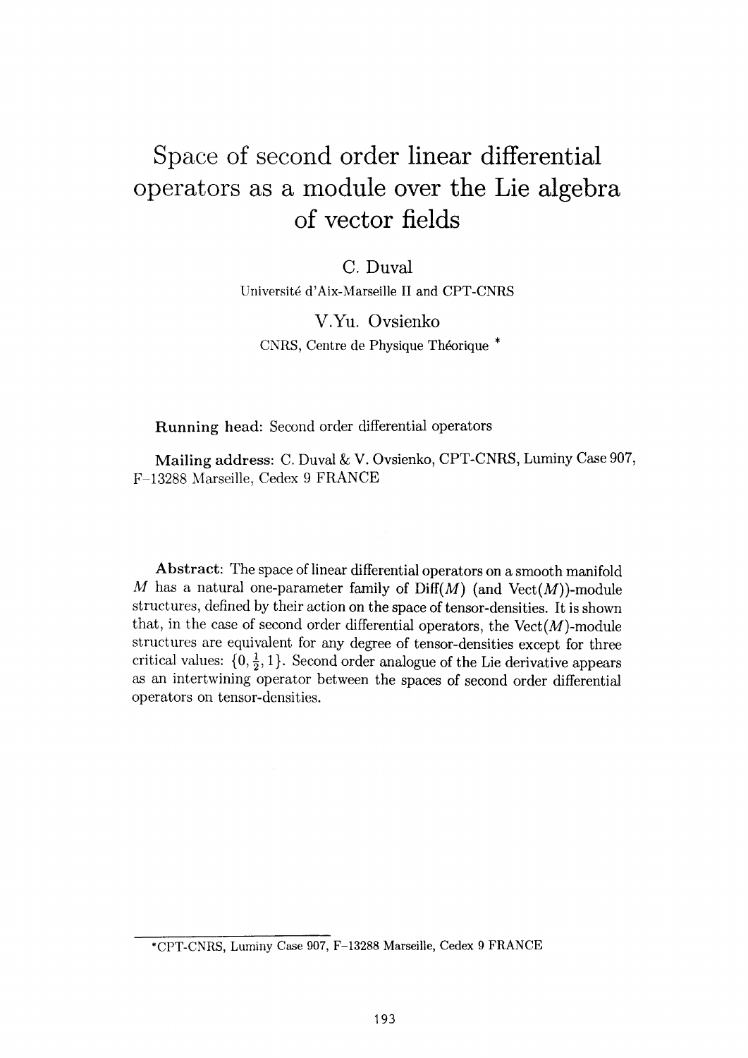# Space of second order linear differential operators as a module over the Lie algebra of vector fields

C. Duval

Université d'Aix-Marseille II and CPT-CNRS

V.Yu. Ovsienko

CNRS, Centre de Physique Théorique *

**Running head:** Second order differential operators

**Mailing address:** C. Duval & V. Ovsienko, CPT-CNRS, Luminy Case 907, F–13288 Marseille, Cedex 9 FRANCE

**Abstract:** The space of linear differential operators on a smooth manifold $M$ has a natural one-parameter family of Diff$(M)$ (and Vect$(M)$)-module structures, defined by their action on the space of tensor-densities. It is shown that, in the case of second order differential operators, the Vect$(M)$-module structures are equivalent for any degree of tensor-densities except for three critical values: $\{0, \frac{1}{2}, 1\}$. Second order analogue of the Lie derivative appears as an intertwining operator between the spaces of second order differential operators on tensor-densities.

*CPT-CNRS, Luminy Case 907, F–13288 Marseille, Cedex 9 FRANCE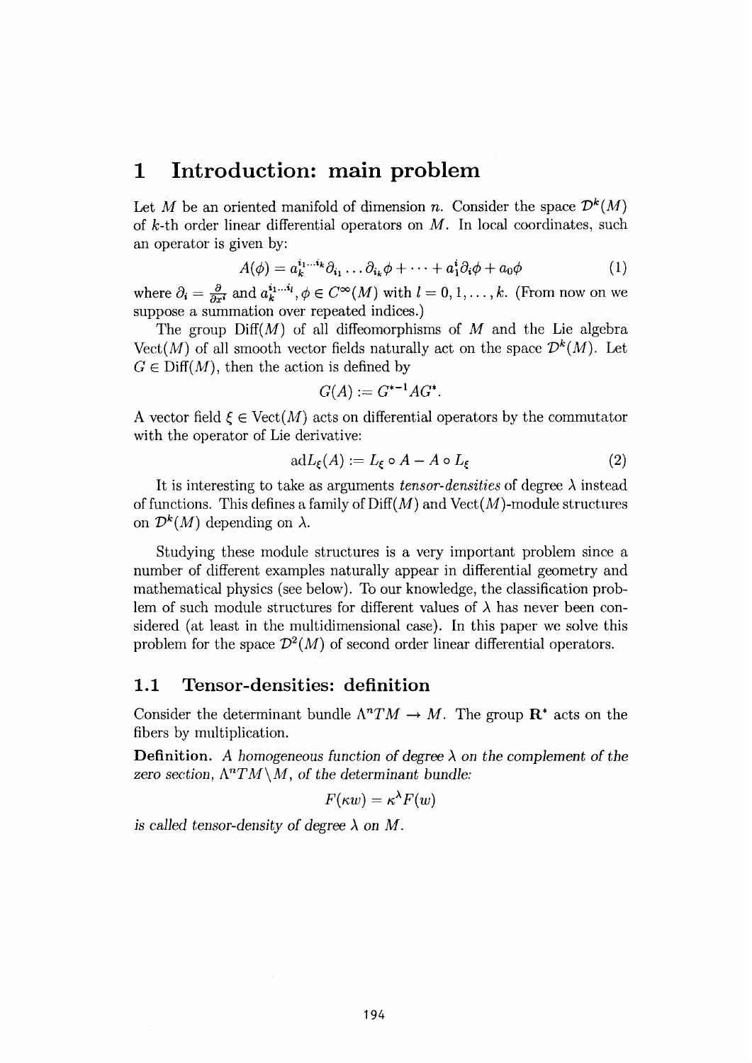# 1 Introduction: main problem

Let $M$ be an oriented manifold of dimension $n$. Consider the space $\mathcal{D}^k(M)$ of $k$-th order linear differential operators on $M$. In local coordinates, such an operator is given by:

$$A(\phi) = a_k^{i_1\dots i_k}\partial_{i_1}\dots\partial_{i_k}\phi + \dots + a_1^i\partial_i\phi + a_0\phi \tag{1}$$

where $\partial_i = \frac{\partial}{\partial x^i}$ and $a_k^{i_1\dots i_l}, \phi \in C^\infty(M)$ with $l = 0, 1, \dots, k$. (From now on we suppose a summation over repeated indices.)

The group $\mathrm{Diff}(M)$ of all diffeomorphisms of $M$ and the Lie algebra $\mathrm{Vect}(M)$ of all smooth vector fields naturally act on the space $\mathcal{D}^k(M)$. Let $G \in \mathrm{Diff}(M)$, then the action is defined by

$$G(A) := G^{*-1}AG^*.$$

A vector field $\xi \in \mathrm{Vect}(M)$ acts on differential operators by the commutator with the operator of Lie derivative:

$$\mathrm{ad}L_\xi(A) := L_\xi \circ A - A \circ L_\xi \tag{2}$$

It is interesting to take as arguments *tensor-densities* of degree $\lambda$ instead of functions. This defines a family of $\mathrm{Diff}(M)$ and $\mathrm{Vect}(M)$-module structures on $\mathcal{D}^k(M)$ depending on $\lambda$.

Studying these module structures is a very important problem since a number of different examples naturally appear in differential geometry and mathematical physics (see below). To our knowledge, the classification problem of such module structures for different values of $\lambda$ has never been considered (at least in the multidimensional case). In this paper we solve this problem for the space $\mathcal{D}^2(M)$ of second order linear differential operators.

## 1.1 Tensor-densities: definition

Consider the determinant bundle $\Lambda^nTM \to M$. The group $\mathbf{R}^*$ acts on the fibers by multiplication.

**Definition.** *A homogeneous function of degree $\lambda$ on the complement of the zero section, $\Lambda^nTM\backslash M$, of the determinant bundle:*

$$F(\kappa w) = \kappa^\lambda F(w)$$

*is called tensor-density of degree $\lambda$ on $M$.*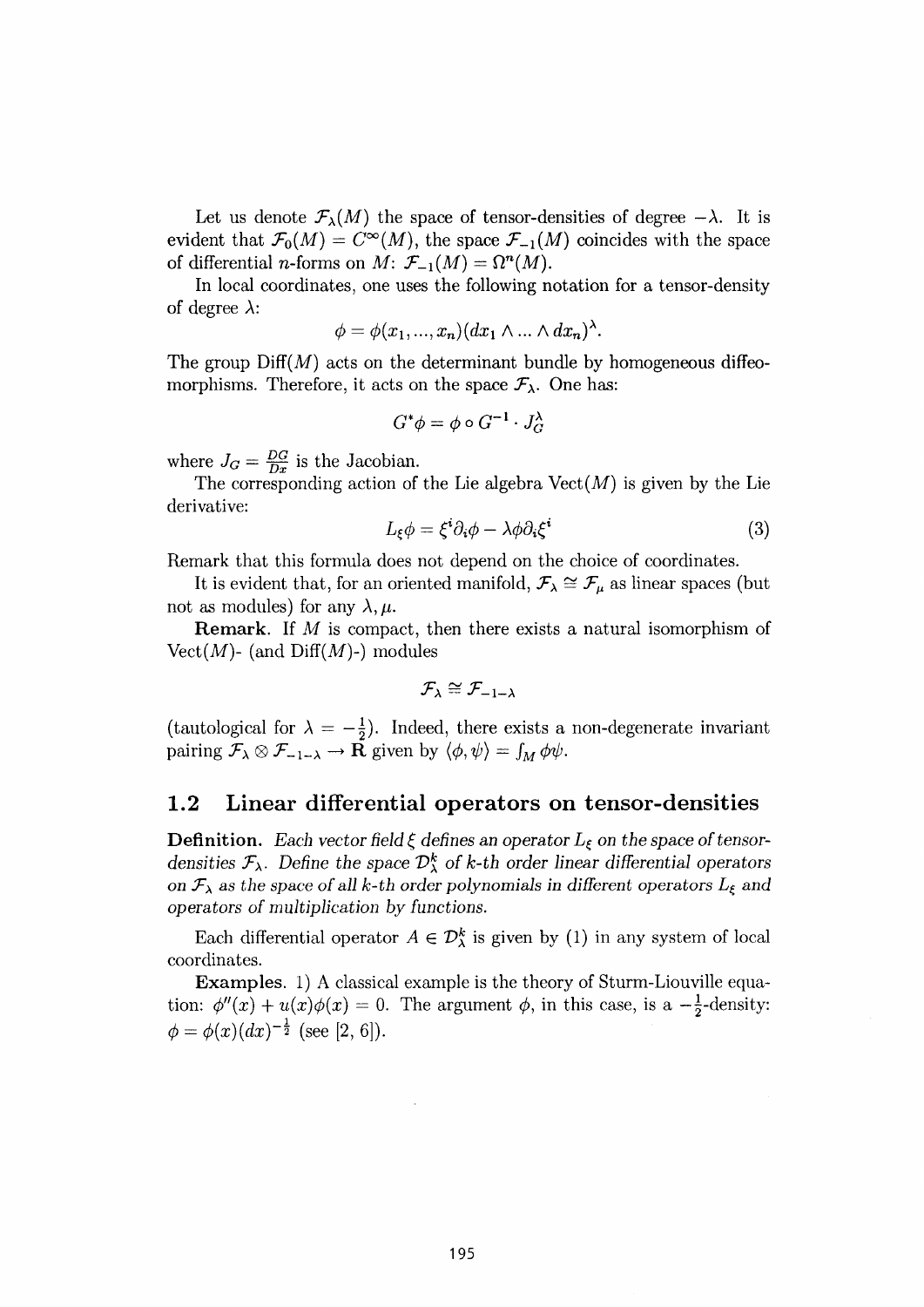Let us denote $\mathcal{F}_\lambda(M)$ the space of tensor-densities of degree $-\lambda$. It is evident that $\mathcal{F}_0(M) = C^\infty(M)$, the space $\mathcal{F}_{-1}(M)$ coincides with the space of differential $n$-forms on $M$: $\mathcal{F}_{-1}(M) = \Omega^n(M)$.

In local coordinates, one uses the following notation for a tensor-density of degree $\lambda$:

$$\phi = \phi(x_1, ..., x_n)(dx_1 \wedge ... \wedge dx_n)^\lambda.$$

The group Diff$(M)$ acts on the determinant bundle by homogeneous diffeomorphisms. Therefore, it acts on the space $\mathcal{F}_\lambda$. One has:

$$G^*\phi = \phi \circ G^{-1} \cdot J_G^\lambda$$

where $J_G = \frac{DG}{Dx}$ is the Jacobian.

The corresponding action of the Lie algebra Vect$(M)$ is given by the Lie derivative:

$$L_\xi \phi = \xi^i \partial_i \phi - \lambda \phi \partial_i \xi^i \tag{3}$$

Remark that this formula does not depend on the choice of coordinates.

It is evident that, for an oriented manifold, $\mathcal{F}_\lambda \cong \mathcal{F}_\mu$ as linear spaces (but not as modules) for any $\lambda, \mu$.

**Remark.** If $M$ is compact, then there exists a natural isomorphism of Vect$(M)$- (and Diff$(M)$-) modules

$$\mathcal{F}_\lambda \cong \mathcal{F}_{-1-\lambda}$$

(tautological for $\lambda = -\frac{1}{2}$). Indeed, there exists a non-degenerate invariant pairing $\mathcal{F}_\lambda \otimes \mathcal{F}_{-1-\lambda} \to \mathbf{R}$ given by $\langle \phi, \psi \rangle = \int_M \phi\psi$.

## 1.2 Linear differential operators on tensor-densities

**Definition.** *Each vector field $\xi$ defines an operator $L_\xi$ on the space of tensor-densities $\mathcal{F}_\lambda$. Define the space $\mathcal{D}_\lambda^k$ of $k$-th order linear differential operators on $\mathcal{F}_\lambda$ as the space of all $k$-th order polynomials in different operators $L_\xi$ and operators of multiplication by functions.*

Each differential operator $A \in \mathcal{D}_\lambda^k$ is given by (1) in any system of local coordinates.

**Examples.** 1) A classical example is the theory of Sturm-Liouville equation: $\phi''(x) + u(x)\phi(x) = 0$. The argument $\phi$, in this case, is a $-\frac{1}{2}$-density: $\phi = \phi(x)(dx)^{-\frac{1}{2}}$ (see [2, 6]).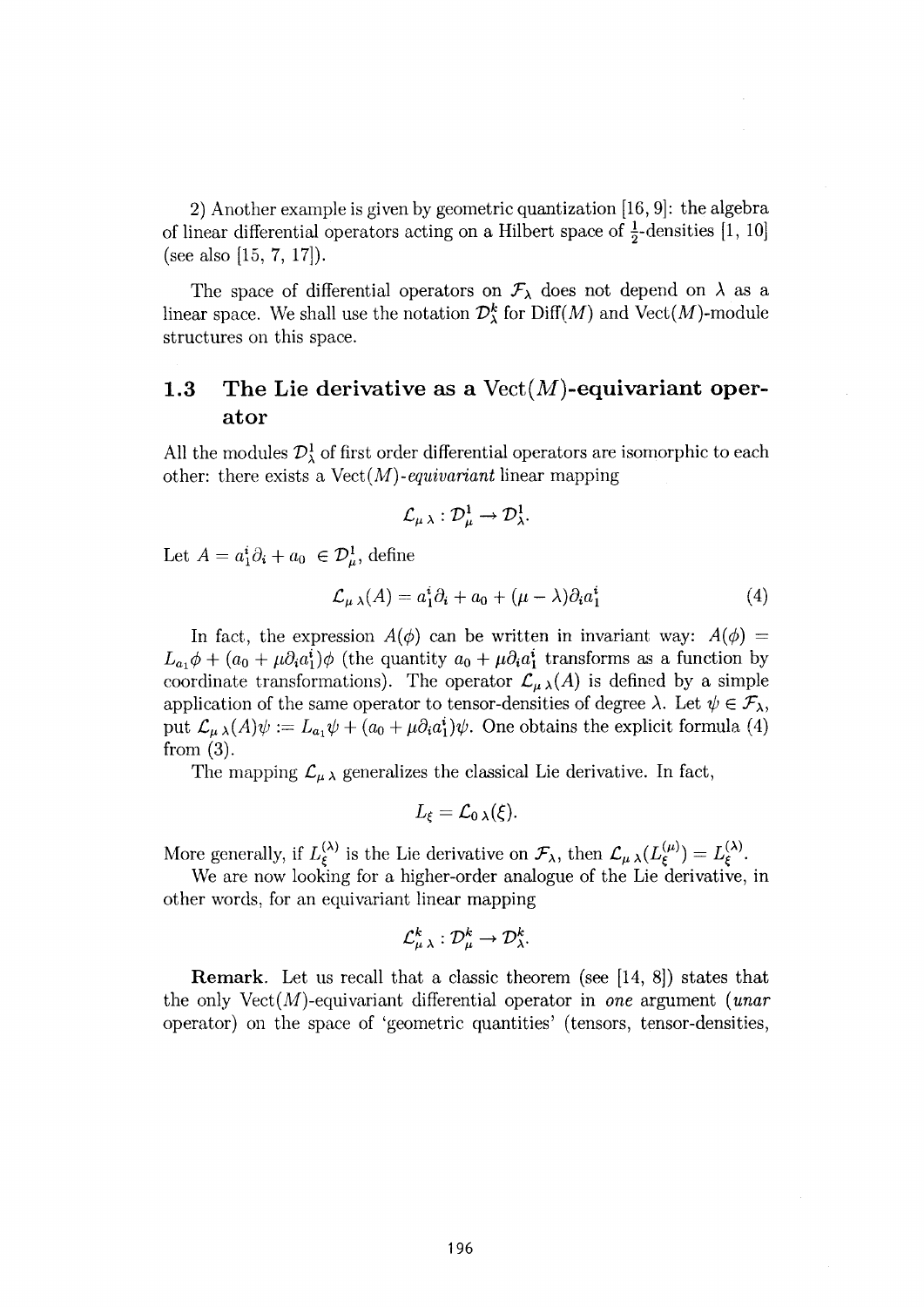2) Another example is given by geometric quantization [16, 9]: the algebra of linear differential operators acting on a Hilbert space of $\frac{1}{2}$-densities [1, 10] (see also [15, 7, 17]).

The space of differential operators on $\mathcal{F}_\lambda$ does not depend on $\lambda$ as a linear space. We shall use the notation $\mathcal{D}^k_\lambda$ for Diff$(M)$ and Vect$(M)$-module structures on this space.

### 1.3 The Lie derivative as a Vect$(M)$-equivariant operator

All the modules $\mathcal{D}^1_\lambda$ of first order differential operators are isomorphic to each other: there exists a Vect$(M)$-*equivariant* linear mapping

$$\mathcal{L}_{\mu\,\lambda} : \mathcal{D}^1_\mu \to \mathcal{D}^1_\lambda.$$

Let $A = a_1^i \partial_i + a_0 \in \mathcal{D}^1_\mu$, define

$$\mathcal{L}_{\mu\,\lambda}(A) = a_1^i \partial_i + a_0 + (\mu - \lambda)\partial_i a_1^i \tag{4}$$

In fact, the expression $A(\phi)$ can be written in invariant way: $A(\phi) = L_{a_1}\phi + (a_0 + \mu \partial_i a_1^i)\phi$ (the quantity $a_0 + \mu\partial_i a_1^i$ transforms as a function by coordinate transformations). The operator $\mathcal{L}_{\mu\,\lambda}(A)$ is defined by a simple application of the same operator to tensor-densities of degree $\lambda$. Let $\psi \in \mathcal{F}_\lambda$, put $\mathcal{L}_{\mu\,\lambda}(A)\psi := L_{a_1}\psi + (a_0 + \mu\partial_i a_1^i)\psi$. One obtains the explicit formula (4) from (3).

The mapping $\mathcal{L}_{\mu\,\lambda}$ generalizes the classical Lie derivative. In fact,

$$L_\xi = \mathcal{L}_{0\,\lambda}(\xi).$$

More generally, if $L^{(\lambda)}_\xi$ is the Lie derivative on $\mathcal{F}_\lambda$, then $\mathcal{L}_{\mu\,\lambda}(L^{(\mu)}_\xi) = L^{(\lambda)}_\xi$.

We are now looking for a higher-order analogue of the Lie derivative, in other words, for an equivariant linear mapping

$$\mathcal{L}^k_{\mu\,\lambda} : \mathcal{D}^k_\mu \to \mathcal{D}^k_\lambda.$$

**Remark.** Let us recall that a classic theorem (see [14, 8]) states that the only Vect$(M)$-equivariant differential operator in *one* argument (*unar* operator) on the space of 'geometric quantities' (tensors, tensor-densities,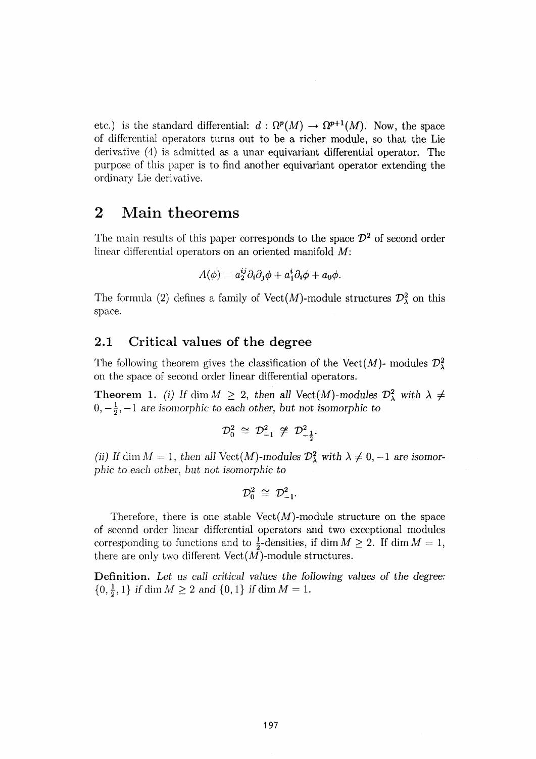etc.) is the standard differential: $d : \Omega^p(M) \to \Omega^{p+1}(M)$. Now, the space of differential operators turns out to be a richer module, so that the Lie derivative (4) is admitted as a unar equivariant differential operator. The purpose of this paper is to find another equivariant operator extending the ordinary Lie derivative.

## 2 Main theorems

The main results of this paper corresponds to the space $\mathcal{D}^2$ of second order linear differential operators on an oriented manifold $M$:

$$A(\phi) = a_2^{ij}\partial_i\partial_j\phi + a_1^i\partial_i\phi + a_0\phi.$$

The formula (2) defines a family of $\mathrm{Vect}(M)$-module structures $\mathcal{D}^2_\lambda$ on this space.

### 2.1 Critical values of the degree

The following theorem gives the classification of the $\mathrm{Vect}(M)$- modules $\mathcal{D}^2_\lambda$ on the space of second order linear differential operators.

**Theorem 1.** *(i) If $\dim M \geq 2$, then all $\mathrm{Vect}(M)$-modules $\mathcal{D}^2_\lambda$ with $\lambda \neq 0, -\frac{1}{2}, -1$ are isomorphic to each other, but not isomorphic to*

$$\mathcal{D}^2_0 \cong \mathcal{D}^2_{-1} \not\cong \mathcal{D}^2_{-\frac{1}{2}}.$$

*(ii) If $\dim M = 1$, then all $\mathrm{Vect}(M)$-modules $\mathcal{D}^2_\lambda$ with $\lambda \neq 0, -1$ are isomorphic to each other, but not isomorphic to*

$$\mathcal{D}^2_0 \cong \mathcal{D}^2_{-1}.$$

Therefore, there is one stable $\mathrm{Vect}(M)$-module structure on the space of second order linear differential operators and two exceptional modules corresponding to functions and to $\frac{1}{2}$-densities, if $\dim M \geq 2$. If $\dim M = 1$, there are only two different $\mathrm{Vect}(M)$-module structures.

**Definition.** *Let us call critical values the following values of the degree: $\{0, \frac{1}{2}, 1\}$ if $\dim M \geq 2$ and $\{0, 1\}$ if $\dim M = 1$.*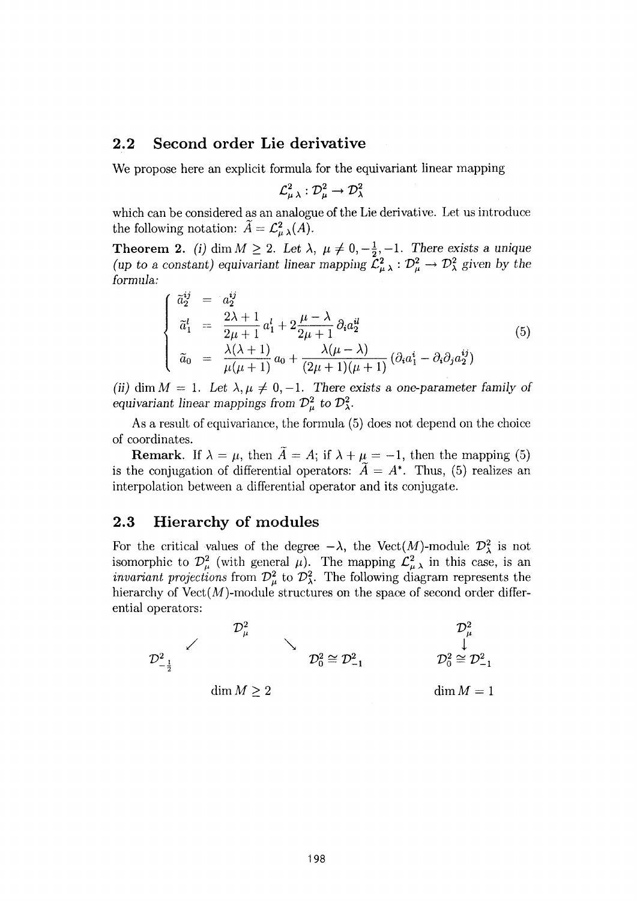## 2.2 Second order Lie derivative

We propose here an explicit formula for the equivariant linear mapping

$$\mathcal{L}^2_{\mu\,\lambda} : \mathcal{D}^2_\mu \to \mathcal{D}^2_\lambda$$

which can be considered as an analogue of the Lie derivative. Let us introduce the following notation: $\widetilde{A} = \mathcal{L}^2_{\mu\,\lambda}(A)$.

**Theorem 2.** *(i)* $\dim M \geq 2$. *Let* $\lambda,\ \mu \neq 0, -\frac{1}{2}, -1$. *There exists a unique (up to a constant) equivariant linear mapping* $\mathcal{L}^2_{\mu\,\lambda} : \mathcal{D}^2_\mu \to \mathcal{D}^2_\lambda$ *given by the formula:*

$$\left\{ \begin{array}{rcl} \tilde{a}_2^{ij} & = & a_2^{ij} \\ \tilde{a}_1^{l} & = & \dfrac{2\lambda+1}{2\mu+1}\, a_1^l + 2\dfrac{\mu-\lambda}{2\mu+1}\, \partial_i a_2^{il} \\ \tilde{a}_0 & = & \dfrac{\lambda(\lambda+1)}{\mu(\mu+1)}\, a_0 + \dfrac{\lambda(\mu-\lambda)}{(2\mu+1)(\mu+1)}\, (\partial_i a_1^i - \partial_i \partial_j a_2^{ij}) \end{array} \right. \tag{5}$$

*(ii)* $\dim M = 1$. *Let* $\lambda, \mu \neq 0, -1$. *There exists a one-parameter family of equivariant linear mappings from* $\mathcal{D}^2_\mu$ *to* $\mathcal{D}^2_\lambda$.

As a result of equivariance, the formula (5) does not depend on the choice of coordinates.

**Remark.** If $\lambda = \mu$, then $\widetilde{A} = A$; if $\lambda + \mu = -1$, then the mapping (5) is the conjugation of differential operators: $\widetilde{A} = A^*$. Thus, (5) realizes an interpolation between a differential operator and its conjugate.

## 2.3 Hierarchy of modules

For the critical values of the degree $-\lambda$, the $\mathrm{Vect}(M)$-module $\mathcal{D}^2_\lambda$ is not isomorphic to $\mathcal{D}^2_\mu$ (with general $\mu$). The mapping $\mathcal{L}^2_{\mu\,\lambda}$ in this case, is an *invariant projections* from $\mathcal{D}^2_\mu$ to $\mathcal{D}^2_\lambda$. The following diagram represents the hierarchy of $\mathrm{Vect}(M)$-module structures on the space of second order differential operators:

$$\begin{array}{ccc} & \mathcal{D}^2_\mu & \\ \swarrow & & \searrow \\ \mathcal{D}^2_{-\frac{1}{2}} & & \mathcal{D}^2_0 \cong \mathcal{D}^2_{-1} \end{array} \qquad\qquad \begin{array}{c} \mathcal{D}^2_\mu \\ \downarrow \\ \mathcal{D}^2_0 \cong \mathcal{D}^2_{-1} \end{array}$$

$\dim M \geq 2$ $\qquad\qquad\qquad$ $\dim M = 1$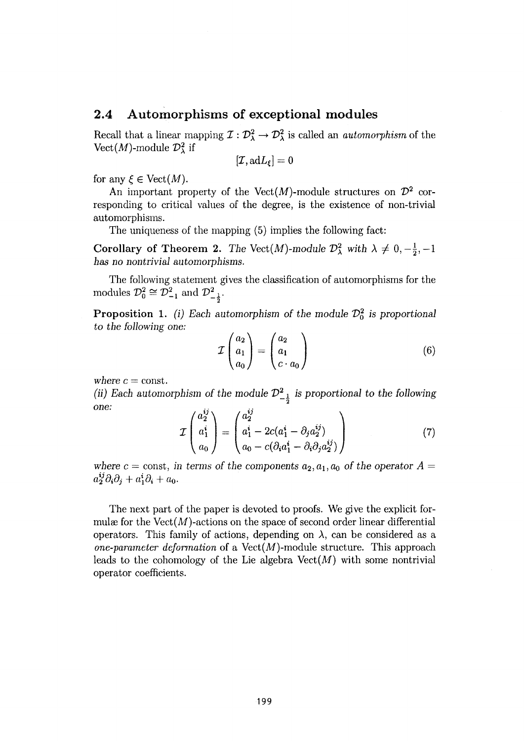## 2.4 Automorphisms of exceptional modules

Recall that a linear mapping $\mathcal{I} : \mathcal{D}^2_\lambda \to \mathcal{D}^2_\lambda$ is called an *automorphism* of the $\mathrm{Vect}(M)$-module $\mathcal{D}^2_\lambda$ if

$$[\mathcal{I}, \mathrm{ad}L_\xi] = 0$$

for any $\xi \in \mathrm{Vect}(M)$.

An important property of the $\mathrm{Vect}(M)$-module structures on $\mathcal{D}^2$ corresponding to critical values of the degree, is the existence of non-trivial automorphisms.

The uniqueness of the mapping (5) implies the following fact:

**Corollary of Theorem 2.** *The* $\mathrm{Vect}(M)$*-module* $\mathcal{D}^2_\lambda$ *with* $\lambda \neq 0, -\frac{1}{2}, -1$ *has no nontrivial automorphisms.*

The following statement gives the classification of automorphisms for the modules $\mathcal{D}^2_0 \cong \mathcal{D}^2_{-1}$ and $\mathcal{D}^2_{-\frac{1}{2}}$.

**Proposition 1.** *(i) Each automorphism of the module* $\mathcal{D}^2_0$ *is proportional to the following one:*

$$\mathcal{I}\begin{pmatrix} a_2 \\ a_1 \\ a_0 \end{pmatrix} = \begin{pmatrix} a_2 \\ a_1 \\ c \cdot a_0 \end{pmatrix} \tag{6}$$

*where* $c = \mathrm{const}$.

*(ii) Each automorphism of the module* $\mathcal{D}^2_{-\frac{1}{2}}$ *is proportional to the following one:*

$$\mathcal{I}\begin{pmatrix} a_2^{ij} \\ a_1^i \\ a_0 \end{pmatrix} = \begin{pmatrix} a_2^{ij} \\ a_1^i - 2c(a_1^i - \partial_j a_2^{ij}) \\ a_0 - c(\partial_i a_1^i - \partial_i \partial_j a_2^{ij}) \end{pmatrix} \tag{7}$$

*where* $c = \mathrm{const}$, *in terms of the components* $a_2, a_1, a_0$ *of the operator* $A = a_2^{ij}\partial_i\partial_j + a_1^i\partial_i + a_0$.

The next part of the paper is devoted to proofs. We give the explicit formulæ for the $\mathrm{Vect}(M)$-actions on the space of second order linear differential operators. This family of actions, depending on $\lambda$, can be considered as a *one-parameter deformation* of a $\mathrm{Vect}(M)$-module structure. This approach leads to the cohomology of the Lie algebra $\mathrm{Vect}(M)$ with some nontrivial operator coefficients.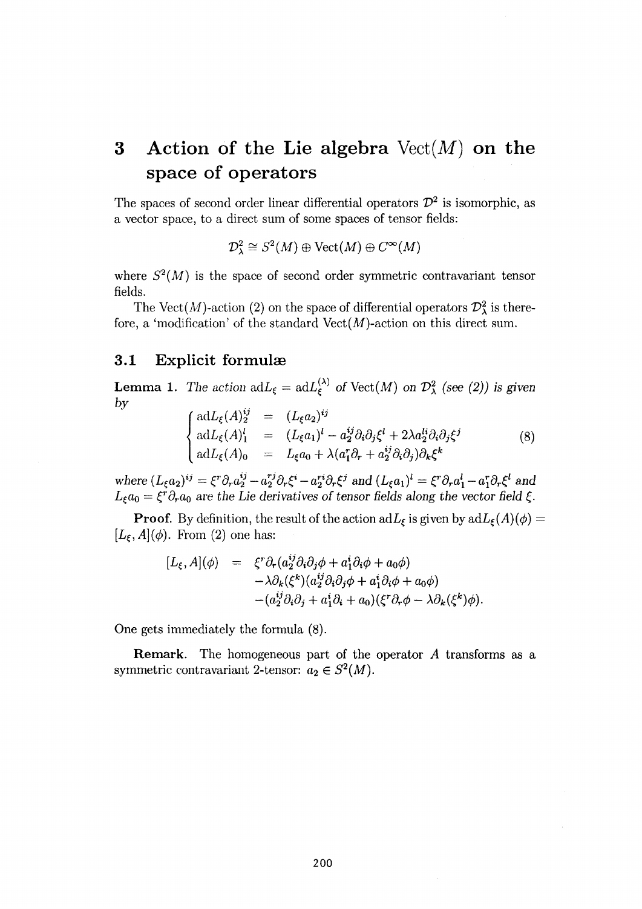# 3 Action of the Lie algebra $\mathrm{Vect}(M)$ on the space of operators

The spaces of second order linear differential operators $\mathcal{D}^2$ is isomorphic, as a vector space, to a direct sum of some spaces of tensor fields:

$$\mathcal{D}^2_\lambda \cong S^2(M) \oplus \mathrm{Vect}(M) \oplus C^\infty(M)$$

where $S^2(M)$ is the space of second order symmetric contravariant tensor fields.

The $\mathrm{Vect}(M)$-action (2) on the space of differential operators $\mathcal{D}^2_\lambda$ is therefore, a 'modification' of the standard $\mathrm{Vect}(M)$-action on this direct sum.

## 3.1 Explicit formulæ

**Lemma 1.** *The action $\mathrm{ad}L_\xi = \mathrm{ad}L_\xi^{(\lambda)}$ of $\mathrm{Vect}(M)$ on $\mathcal{D}^2_\lambda$ (see (2)) is given by*

$$\begin{cases} \mathrm{ad}L_\xi(A)_2^{ij} &= (L_\xi a_2)^{ij} \\ \mathrm{ad}L_\xi(A)_1^l &= (L_\xi a_1)^l - a_2^{ij}\partial_i\partial_j\xi^l + 2\lambda a_2^{li}\partial_i\partial_j\xi^j \\ \mathrm{ad}L_\xi(A)_0 &= L_\xi a_0 + \lambda(a_1^r\partial_r + a_2^{ij}\partial_i\partial_j)\partial_k\xi^k \end{cases} \tag{8}$$

*where $(L_\xi a_2)^{ij} = \xi^r\partial_r a_2^{ij} - a_2^{rj}\partial_r\xi^i - a_2^{ri}\partial_r\xi^j$ and $(L_\xi a_1)^l = \xi^r\partial_r a_1^l - a_1^r\partial_r\xi^l$ and $L_\xi a_0 = \xi^r\partial_r a_0$ are the Lie derivatives of tensor fields along the vector field $\xi$.*

**Proof.** By definition, the result of the action $\mathrm{ad}L_\xi$ is given by $\mathrm{ad}L_\xi(A)(\phi) = [L_\xi, A](\phi)$. From (2) one has:

$$\begin{aligned} [L_\xi, A](\phi) \;=\; & \xi^r\partial_r(a_2^{ij}\partial_i\partial_j\phi + a_1^i\partial_i\phi + a_0\phi) \\ & -\lambda\partial_k(\xi^k)(a_2^{ij}\partial_i\partial_j\phi + a_1^i\partial_i\phi + a_0\phi) \\ & -(a_2^{ij}\partial_i\partial_j + a_1^i\partial_i + a_0)(\xi^r\partial_r\phi - \lambda\partial_k(\xi^k)\phi). \end{aligned}$$

One gets immediately the formula (8).

**Remark.** The homogeneous part of the operator $A$ transforms as a symmetric contravariant 2-tensor: $a_2 \in S^2(M)$.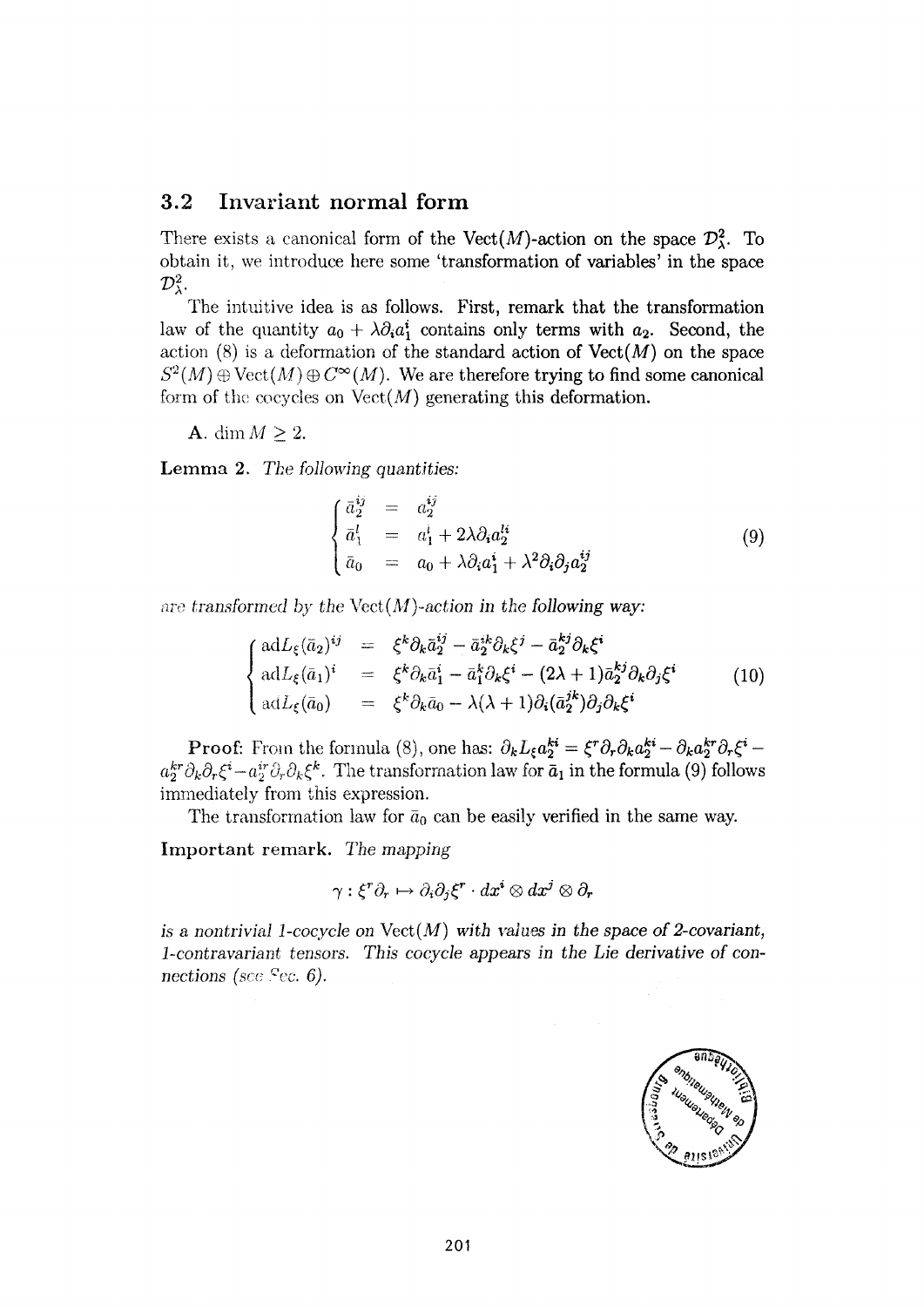### 3.2 Invariant normal form

There exists a canonical form of the $\mathrm{Vect}(M)$-action on the space $\mathcal{D}^2_\lambda$. To obtain it, we introduce here some 'transformation of variables' in the space $\mathcal{D}^2_\lambda$.

The intuitive idea is as follows. First, remark that the transformation law of the quantity $a_0 + \lambda \partial_i a_1^i$ contains only terms with $a_2$. Second, the action (8) is a deformation of the standard action of $\mathrm{Vect}(M)$ on the space $S^2(M) \oplus \mathrm{Vect}(M) \oplus C^\infty(M)$. We are therefore trying to find some canonical form of the cocycles on $\mathrm{Vect}(M)$ generating this deformation.

**A.** $\dim M \geq 2$.

**Lemma 2.** *The following quantities:*

$$\begin{cases} \bar{a}_2^{ij} &= a_2^{ij} \\ \bar{a}_1^l &= a_1^l + 2\lambda \partial_i a_2^{li} \\ \bar{a}_0 &= a_0 + \lambda \partial_i a_1^i + \lambda^2 \partial_i \partial_j a_2^{ij} \end{cases} \tag{9}$$

*are transformed by the* $\mathrm{Vect}(M)$*-action in the following way:*

$$\begin{cases} \mathrm{ad} L_\xi(\bar{a}_2)^{ij} &= \xi^k \partial_k \bar{a}_2^{ij} - \bar{a}_2^{ik} \partial_k \xi^j - \bar{a}_2^{kj} \partial_k \xi^i \\ \mathrm{ad} L_\xi(\bar{a}_1)^i &= \xi^k \partial_k \bar{a}_1^i - \bar{a}_1^k \partial_k \xi^i - (2\lambda + 1) \bar{a}_2^{kj} \partial_k \partial_j \xi^i \\ \mathrm{ad} L_\xi(\bar{a}_0) &= \xi^k \partial_k \bar{a}_0 - \lambda(\lambda + 1) \partial_i (\bar{a}_2^{jk}) \partial_j \partial_k \xi^i \end{cases} \tag{10}$$

**Proof**: From the formula (8), one has: $\partial_k L_\xi a_2^{ki} = \xi^r \partial_r \partial_k a_2^{ki} - \partial_k a_2^{kr} \partial_r \xi^i - a_2^{kr} \partial_k \partial_r \xi^i - a_2^{ir} \partial_r \partial_k \xi^k$. The transformation law for $\bar{a}_1$ in the formula (9) follows immediately from this expression.

The transformation law for $\bar{a}_0$ can be easily verified in the same way.

**Important remark.** *The mapping*

$$\gamma : \xi^r \partial_r \mapsto \partial_i \partial_j \xi^r \cdot dx^i \otimes dx^j \otimes \partial_r$$

*is a nontrivial 1-cocycle on* $\mathrm{Vect}(M)$ *with values in the space of 2-covariant, 1-contravariant tensors. This cocycle appears in the Lie derivative of connections (see Sec. 6).*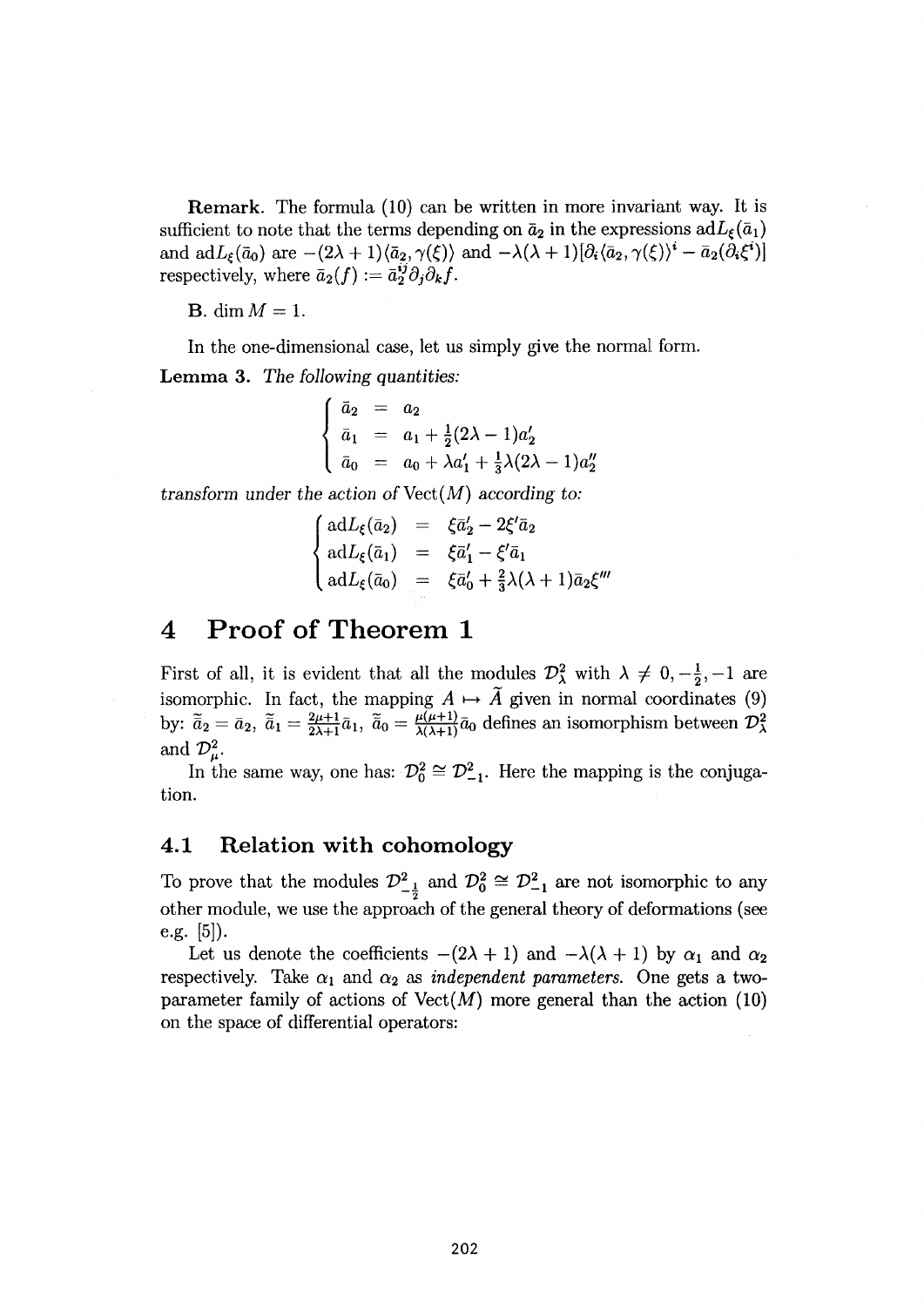**Remark.** The formula (10) can be written in more invariant way. It is sufficient to note that the terms depending on $\bar{a}_2$ in the expressions $\mathrm{ad}L_\xi(\bar{a}_1)$ and $\mathrm{ad}L_\xi(\bar{a}_0)$ are $-(2\lambda+1)\langle \bar{a}_2, \gamma(\xi)\rangle$ and $-\lambda(\lambda+1)[\partial_i\langle \bar{a}_2, \gamma(\xi)\rangle^i - \bar{a}_2(\partial_i \xi^i)]$ respectively, where $\bar{a}_2(f) := \bar{a}_2^{ij}\partial_j\partial_k f$.

**B.** $\dim M = 1$.

In the one-dimensional case, let us simply give the normal form.

**Lemma 3.** *The following quantities:*

$$\begin{cases} \bar{a}_2 &= a_2 \\ \bar{a}_1 &= a_1 + \frac{1}{2}(2\lambda - 1)a_2' \\ \bar{a}_0 &= a_0 + \lambda a_1' + \frac{1}{3}\lambda(2\lambda-1)a_2'' \end{cases}$$

*transform under the action of* $\mathrm{Vect}(M)$ *according to:*

$$\begin{cases} \mathrm{ad}L_\xi(\bar{a}_2) &= \xi\bar{a}_2' - 2\xi'\bar{a}_2 \\ \mathrm{ad}L_\xi(\bar{a}_1) &= \xi\bar{a}_1' - \xi'\bar{a}_1 \\ \mathrm{ad}L_\xi(\bar{a}_0) &= \xi\bar{a}_0' + \frac{2}{3}\lambda(\lambda+1)\bar{a}_2\xi''' \end{cases}$$

# 4 Proof of Theorem 1

First of all, it is evident that all the modules $\mathcal{D}^2_\lambda$ with $\lambda \neq 0, -\frac{1}{2}, -1$ are isomorphic. In fact, the mapping $A \mapsto \widetilde{A}$ given in normal coordinates (9) by: $\widetilde{\bar{a}}_2 = \bar{a}_2$, $\widetilde{\bar{a}}_1 = \frac{2\mu+1}{2\lambda+1}\bar{a}_1$, $\widetilde{\bar{a}}_0 = \frac{\mu(\mu+1)}{\lambda(\lambda+1)}\bar{a}_0$ defines an isomorphism between $\mathcal{D}^2_\lambda$ and $\mathcal{D}^2_\mu$.

In the same way, one has: $\mathcal{D}^2_0 \cong \mathcal{D}^2_{-1}$. Here the mapping is the conjugation.

## 4.1 Relation with cohomology

To prove that the modules $\mathcal{D}^2_{-\frac{1}{2}}$ and $\mathcal{D}^2_0 \cong \mathcal{D}^2_{-1}$ are not isomorphic to any other module, we use the approach of the general theory of deformations (see e.g. [5]).

Let us denote the coefficients $-(2\lambda+1)$ and $-\lambda(\lambda+1)$ by $\alpha_1$ and $\alpha_2$ respectively. Take $\alpha_1$ and $\alpha_2$ as *independent parameters*. One gets a two-parameter family of actions of $\mathrm{Vect}(M)$ more general than the action (10) on the space of differential operators: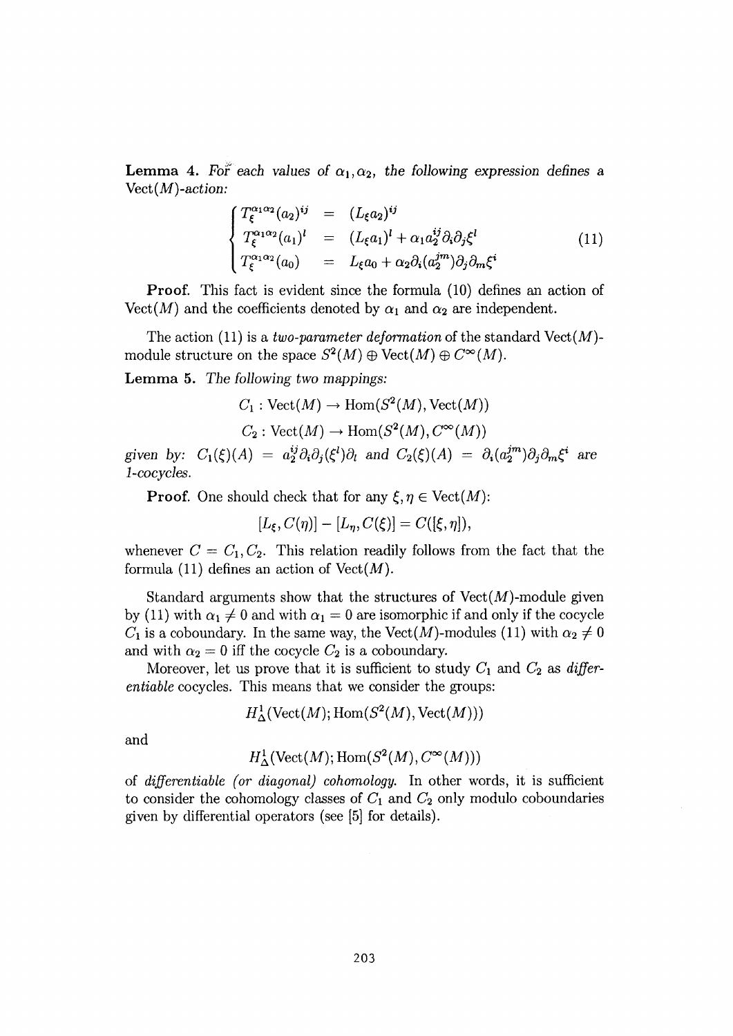**Lemma 4.** *For each values of $\alpha_1, \alpha_2$, the following expression defines a* $\mathrm{Vect}(M)$*-action:*

$$
\begin{cases}
T_\xi^{\alpha_1\alpha_2}(a_2)^{ij} & = & (L_\xi a_2)^{ij} \\
T_\xi^{\alpha_1\alpha_2}(a_1)^l & = & (L_\xi a_1)^l + \alpha_1 a_2^{ij}\partial_i\partial_j\xi^l \\
T_\xi^{\alpha_1\alpha_2}(a_0) & = & L_\xi a_0 + \alpha_2\partial_i(a_2^{jm})\partial_j\partial_m\xi^i
\end{cases}
\tag{11}
$$

**Proof.** This fact is evident since the formula (10) defines an action of $\mathrm{Vect}(M)$ and the coefficients denoted by $\alpha_1$ and $\alpha_2$ are independent.

The action (11) is a *two-parameter deformation* of the standard $\mathrm{Vect}(M)$-module structure on the space $S^2(M) \oplus \mathrm{Vect}(M) \oplus C^\infty(M)$.

**Lemma 5.** *The following two mappings:*

$$C_1 : \mathrm{Vect}(M) \to \mathrm{Hom}(S^2(M), \mathrm{Vect}(M))$$

$$C_2 : \mathrm{Vect}(M) \to \mathrm{Hom}(S^2(M), C^\infty(M))$$

*given by:* $C_1(\xi)(A) = a_2^{ij}\partial_i\partial_j(\xi^l)\partial_l$ *and* $C_2(\xi)(A) = \partial_i(a_2^{jm})\partial_j\partial_m\xi^i$ *are 1-cocycles.*

**Proof.** One should check that for any $\xi, \eta \in \mathrm{Vect}(M)$:

$$[L_\xi, C(\eta)] - [L_\eta, C(\xi)] = C([\xi, \eta]),$$

whenever $C = C_1, C_2$. This relation readily follows from the fact that the formula (11) defines an action of $\mathrm{Vect}(M)$.

Standard arguments show that the structures of $\mathrm{Vect}(M)$-module given by (11) with $\alpha_1 \neq 0$ and with $\alpha_1 = 0$ are isomorphic if and only if the cocycle $C_1$ is a coboundary. In the same way, the $\mathrm{Vect}(M)$-modules (11) with $\alpha_2 \neq 0$ and with $\alpha_2 = 0$ iff the cocycle $C_2$ is a coboundary.

Moreover, let us prove that it is sufficient to study $C_1$ and $C_2$ as *differentiable* cocycles. This means that we consider the groups:

$$H^1_\Delta(\mathrm{Vect}(M); \mathrm{Hom}(S^2(M), \mathrm{Vect}(M)))$$

and

$$H^1_\Delta(\mathrm{Vect}(M); \mathrm{Hom}(S^2(M), C^\infty(M)))$$

of *differentiable (or diagonal) cohomology*. In other words, it is sufficient to consider the cohomology classes of $C_1$ and $C_2$ only modulo coboundaries given by differential operators (see [5] for details).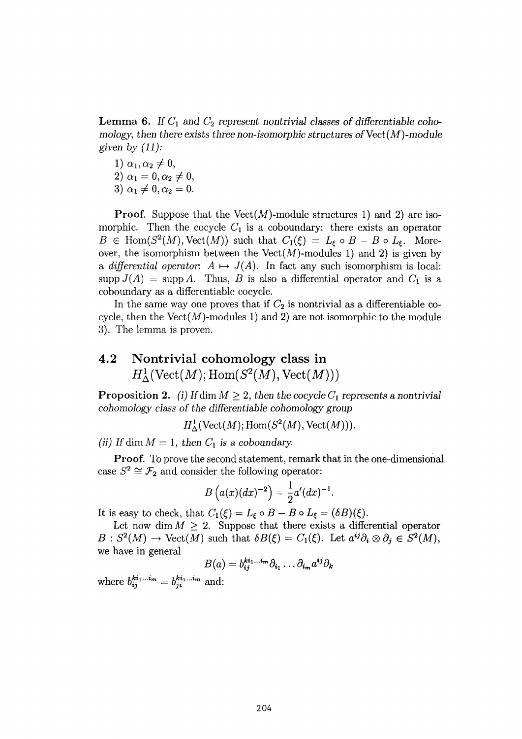**Lemma 6.** *If $C_1$ and $C_2$ represent nontrivial classes of differentiable cohomology, then there exists three non-isomorphic structures of* $\mathrm{Vect}(M)$*-module given by (11):*

1) $\alpha_1, \alpha_2 \neq 0$,
2) $\alpha_1 = 0, \alpha_2 \neq 0$,
3) $\alpha_1 \neq 0, \alpha_2 = 0$.

**Proof.** Suppose that the $\mathrm{Vect}(M)$-module structures 1) and 2) are isomorphic. Then the cocycle $C_1$ is a coboundary: there exists an operator $B \in \mathrm{Hom}(S^2(M), \mathrm{Vect}(M))$ such that $C_1(\xi) = L_\xi \circ B - B \circ L_\xi$. Moreover, the isomorphism between the $\mathrm{Vect}(M)$-modules 1) and 2) is given by a *differential operator*: $A \mapsto J(A)$. In fact any such isomorphism is local: $\mathrm{supp}\, J(A) = \mathrm{supp}\, A$. Thus, $B$ is also a differential operator and $C_1$ is a coboundary as a differentiable cocycle.

In the same way one proves that if $C_2$ is nontrivial as a differentiable cocycle, then the $\mathrm{Vect}(M)$-modules 1) and 2) are not isomorphic to the module 3). The lemma is proven.

## 4.2 Nontrivial cohomology class in $H^1_\Delta(\mathrm{Vect}(M); \mathrm{Hom}(S^2(M), \mathrm{Vect}(M)))$

**Proposition 2.** *(i) If $\dim M \geq 2$, then the cocycle $C_1$ represents a nontrivial cohomology class of the differentiable cohomology group*

$$H^1_\Delta(\mathrm{Vect}(M); \mathrm{Hom}(S^2(M), \mathrm{Vect}(M))).$$

*(ii) If $\dim M = 1$, then $C_1$ is a coboundary.*

**Proof.** To prove the second statement, remark that in the one-dimensional case $S^2 \cong \mathcal{F}_2$ and consider the following operator:

$$B\left(a(x)(dx)^{-2}\right) = \frac{1}{2}a'(dx)^{-1}.$$

It is easy to check, that $C_1(\xi) = L_\xi \circ B - B \circ L_\xi = (\delta B)(\xi)$.

Let now $\dim M \geq 2$. Suppose that there exists a differential operator $B : S^2(M) \to \mathrm{Vect}(M)$ such that $\delta B(\xi) = C_1(\xi)$. Let $a^{ij}\partial_i \otimes \partial_j \in S^2(M)$, we have in general

$$B(a) = b^{ki_1\dots i_m}_{ij}\partial_{i_1}\dots\partial_{i_m}a^{ij}\partial_k$$

where $b^{ki_1\dots i_m}_{ij} = b^{ki_1\dots i_m}_{ji}$ and: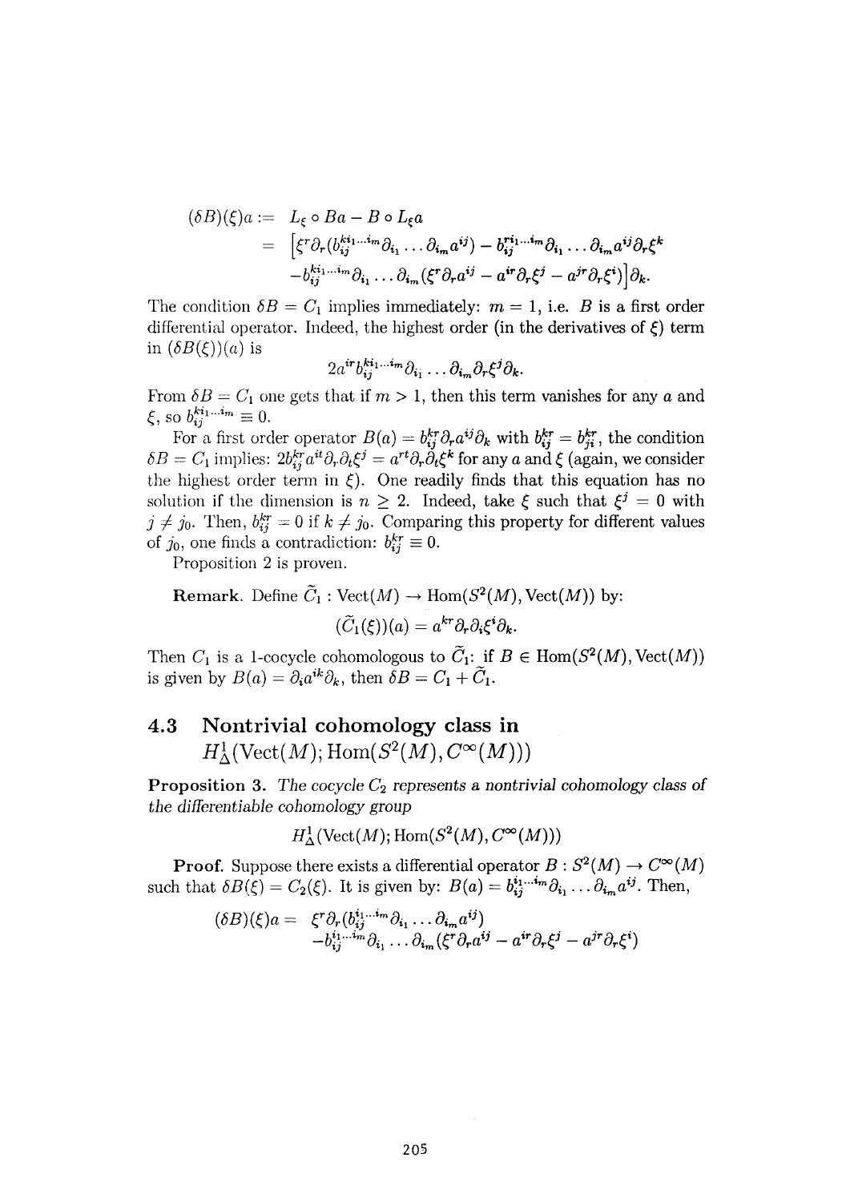$$
\begin{aligned}
(\delta B)(\xi)a := \;& L_\xi \circ Ba - B \circ L_\xi a \\
= \;& \big[\xi^r \partial_r (b_{ij}^{ki_1\ldots i_m} \partial_{i_1} \ldots \partial_{i_m} a^{ij}) - b_{ij}^{ri_1\ldots i_m} \partial_{i_1} \ldots \partial_{i_m} a^{ij} \partial_r \xi^k \\
& - b_{ij}^{ki_1\ldots i_m} \partial_{i_1} \ldots \partial_{i_m} (\xi^r \partial_r a^{ij} - a^{ir} \partial_r \xi^j - a^{jr} \partial_r \xi^i)\big] \partial_k.
\end{aligned}
$$

The condition $\delta B = C_1$ implies immediately: $m = 1$, i.e. $B$ is a first order differential operator. Indeed, the highest order (in the derivatives of $\xi$) term in $(\delta B(\xi))(a)$ is

$$
2a^{ir} b_{ij}^{ki_1\ldots i_m} \partial_{i_1} \ldots \partial_{i_m} \partial_r \xi^j \partial_k.
$$

From $\delta B = C_1$ one gets that if $m > 1$, then this term vanishes for any $a$ and $\xi$, so $b_{ij}^{ki_1\ldots i_m} \equiv 0$.

For a first order operator $B(a) = b_{ij}^{kr} \partial_r a^{ij} \partial_k$ with $b_{ij}^{kr} = b_{ji}^{kr}$, the condition $\delta B = C_1$ implies: $2b_{ij}^{kr} a^{it} \partial_r \partial_t \xi^j = a^{rt} \partial_r \partial_t \xi^k$ for any $a$ and $\xi$ (again, we consider the highest order term in $\xi$). One readily finds that this equation has no solution if the dimension is $n \geq 2$. Indeed, take $\xi$ such that $\xi^j = 0$ with $j \neq j_0$. Then, $b_{ij}^{kr} = 0$ if $k \neq j_0$. Comparing this property for different values of $j_0$, one finds a contradiction: $b_{ij}^{kr} \equiv 0$.

Proposition 2 is proven.

**Remark.** Define $\widetilde{C}_1 : \mathrm{Vect}(M) \to \mathrm{Hom}(S^2(M), \mathrm{Vect}(M))$ by:

$$
(\widetilde{C}_1(\xi))(a) = a^{kr} \partial_r \partial_i \xi^i \partial_k.
$$

Then $C_1$ is a 1-cocycle cohomologous to $\widetilde{C}_1$: if $B \in \mathrm{Hom}(S^2(M), \mathrm{Vect}(M))$ is given by $B(a) = \partial_i a^{ik} \partial_k$, then $\delta B = C_1 + \widetilde{C}_1$.

## 4.3 Nontrivial cohomology class in $H^1_\Delta(\mathrm{Vect}(M); \mathrm{Hom}(S^2(M), C^\infty(M)))$

**Proposition 3.** *The cocycle $C_2$ represents a nontrivial cohomology class of the differentiable cohomology group*

$$
H^1_\Delta(\mathrm{Vect}(M); \mathrm{Hom}(S^2(M), C^\infty(M)))
$$

**Proof.** Suppose there exists a differential operator $B : S^2(M) \to C^\infty(M)$ such that $\delta B(\xi) = C_2(\xi)$. It is given by: $B(a) = b_{ij}^{i_1\ldots i_m} \partial_{i_1} \ldots \partial_{i_m} a^{ij}$. Then,

$$
\begin{aligned}
(\delta B)(\xi)a = \;& \xi^r \partial_r (b_{ij}^{i_1\ldots i_m} \partial_{i_1} \ldots \partial_{i_m} a^{ij}) \\
& - b_{ij}^{i_1\ldots i_m} \partial_{i_1} \ldots \partial_{i_m} (\xi^r \partial_r a^{ij} - a^{ir} \partial_r \xi^j - a^{jr} \partial_r \xi^i)
\end{aligned}
$$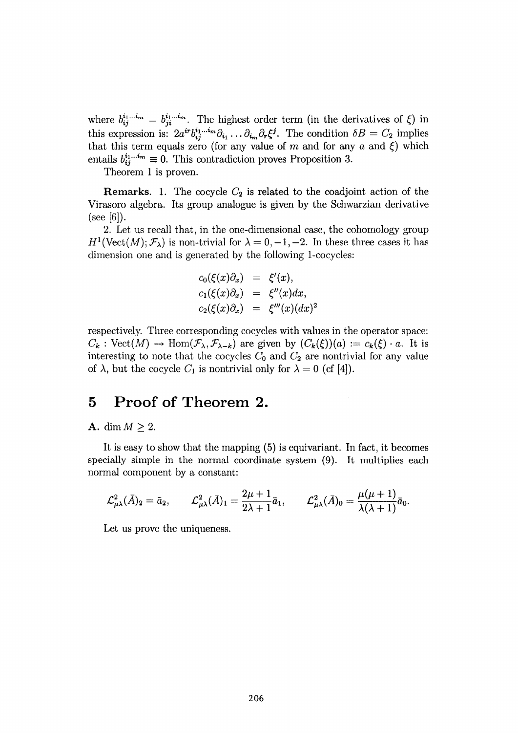where $b_{ij}^{i_1 \dots i_m} = b_{ji}^{i_1 \dots i_m}$. The highest order term (in the derivatives of $\xi$) in this expression is: $2a^{ir} b_{ij}^{i_1 \dots i_m} \partial_{i_1} \dots \partial_{i_m} \partial_r \xi^j$. The condition $\delta B = C_2$ implies that this term equals zero (for any value of $m$ and for any $a$ and $\xi$) which entails $b_{ij}^{i_1 \dots i_m} \equiv 0$. This contradiction proves Proposition 3.

Theorem 1 is proven.

**Remarks.** 1. The cocycle $C_2$ is related to the coadjoint action of the Virasoro algebra. Its group analogue is given by the Schwarzian derivative (see [6]).

2. Let us recall that, in the one-dimensional case, the cohomology group $H^1(\mathrm{Vect}(M); \mathcal{F}_\lambda)$ is non-trivial for $\lambda = 0, -1, -2$. In these three cases it has dimension one and is generated by the following 1-cocycles:

$$
\begin{aligned}
c_0(\xi(x)\partial_x) &= \xi'(x), \\
c_1(\xi(x)\partial_x) &= \xi''(x)dx, \\
c_2(\xi(x)\partial_x) &= \xi'''(x)(dx)^2
\end{aligned}
$$

respectively. Three corresponding cocycles with values in the operator space: $C_k : \mathrm{Vect}(M) \to \mathrm{Hom}(\mathcal{F}_\lambda, \mathcal{F}_{\lambda-k})$ are given by $(C_k(\xi))(a) := c_k(\xi) \cdot a$. It is interesting to note that the cocycles $C_0$ and $C_2$ are nontrivial for any value of $\lambda$, but the cocycle $C_1$ is nontrivial only for $\lambda = 0$ (cf [4]).

# 5 Proof of Theorem 2.

**A.** $\dim M \geq 2$.

It is easy to show that the mapping (5) is equivariant. In fact, it becomes specially simple in the normal coordinate system (9). It multiplies each normal component by a constant:

$$
\mathcal{L}^2_{\mu\lambda}(\bar{A})_2 = \bar{a}_2, \qquad \mathcal{L}^2_{\mu\lambda}(\bar{A})_1 = \frac{2\mu + 1}{2\lambda + 1}\bar{a}_1, \qquad \mathcal{L}^2_{\mu\lambda}(\bar{A})_0 = \frac{\mu(\mu+1)}{\lambda(\lambda+1)}\bar{a}_0.
$$

Let us prove the uniqueness.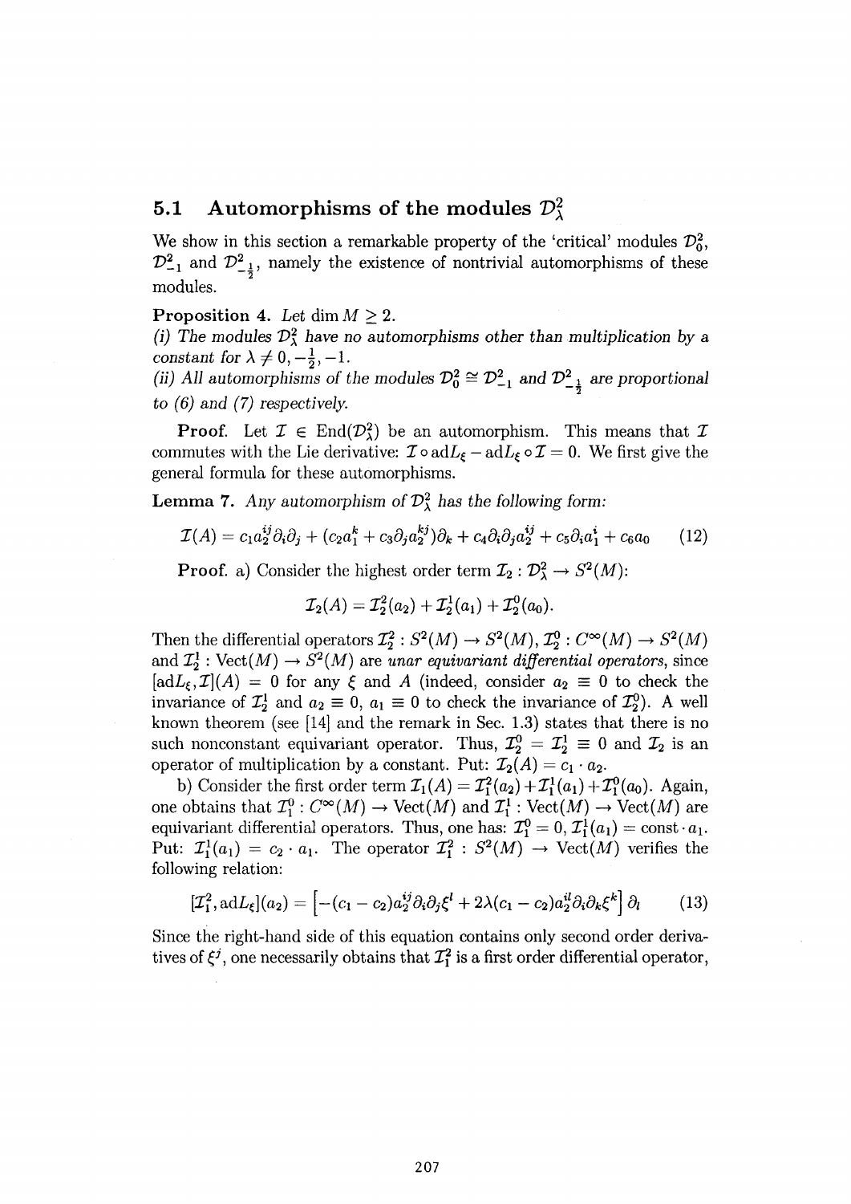## 5.1 Automorphisms of the modules $\mathcal{D}^2_\lambda$

We show in this section a remarkable property of the 'critical' modules $\mathcal{D}^2_0$, $\mathcal{D}^2_{-1}$ and $\mathcal{D}^2_{-\frac{1}{2}}$, namely the existence of nontrivial automorphisms of these modules.

**Proposition 4.** *Let* $\dim M \geq 2$.
*(i) The modules* $\mathcal{D}^2_\lambda$ *have no automorphisms other than multiplication by a constant for* $\lambda \neq 0, -\frac{1}{2}, -1$.
*(ii) All automorphisms of the modules* $\mathcal{D}^2_0 \cong \mathcal{D}^2_{-1}$ *and* $\mathcal{D}^2_{-\frac{1}{2}}$ *are proportional to (6) and (7) respectively.*

**Proof.** Let $\mathcal{I} \in \mathrm{End}(\mathcal{D}^2_\lambda)$ be an automorphism. This means that $\mathcal{I}$ commutes with the Lie derivative: $\mathcal{I} \circ \mathrm{ad}L_\xi - \mathrm{ad}L_\xi \circ \mathcal{I} = 0$. We first give the general formula for these automorphisms.

**Lemma 7.** *Any automorphism of* $\mathcal{D}^2_\lambda$ *has the following form:*

$$\mathcal{I}(A) = c_1 a_2^{ij}\partial_i\partial_j + (c_2 a_1^k + c_3\partial_j a_2^{kj})\partial_k + c_4\partial_i\partial_j a_2^{ij} + c_5\partial_i a_1^i + c_6 a_0 \tag{12}$$

**Proof.** a) Consider the highest order term $\mathcal{I}_2 : \mathcal{D}^2_\lambda \to S^2(M)$:

$$\mathcal{I}_2(A) = \mathcal{I}^2_2(a_2) + \mathcal{I}^1_2(a_1) + \mathcal{I}^0_2(a_0).$$

Then the differential operators $\mathcal{I}^2_2 : S^2(M) \to S^2(M)$, $\mathcal{I}^0_2 : C^\infty(M) \to S^2(M)$ and $\mathcal{I}^1_2 : \mathrm{Vect}(M) \to S^2(M)$ are *unar equivariant differential operators*, since $[\mathrm{ad}L_\xi, \mathcal{I}](A) = 0$ for any $\xi$ and $A$ (indeed, consider $a_2 \equiv 0$ to check the invariance of $\mathcal{I}^1_2$ and $a_2 \equiv 0$, $a_1 \equiv 0$ to check the invariance of $\mathcal{I}^0_2$). A well known theorem (see [14] and the remark in Sec. 1.3) states that there is no such nonconstant equivariant operator. Thus, $\mathcal{I}^0_2 = \mathcal{I}^1_2 \equiv 0$ and $\mathcal{I}_2$ is an operator of multiplication by a constant. Put: $\mathcal{I}_2(A) = c_1 \cdot a_2$.

b) Consider the first order term $\mathcal{I}_1(A) = \mathcal{I}^2_1(a_2) + \mathcal{I}^1_1(a_1) + \mathcal{I}^0_1(a_0)$. Again, one obtains that $\mathcal{I}^0_1 : C^\infty(M) \to \mathrm{Vect}(M)$ and $\mathcal{I}^1_1 : \mathrm{Vect}(M) \to \mathrm{Vect}(M)$ are equivariant differential operators. Thus, one has: $\mathcal{I}^0_1 = 0$, $\mathcal{I}^1_1(a_1) = \mathrm{const} \cdot a_1$. Put: $\mathcal{I}^1_1(a_1) = c_2 \cdot a_1$. The operator $\mathcal{I}^2_1 : S^2(M) \to \mathrm{Vect}(M)$ verifies the following relation:

$$[\mathcal{I}^2_1, \mathrm{ad}L_\xi](a_2) = \left[-(c_1 - c_2)a_2^{ij}\partial_i\partial_j\xi^l + 2\lambda(c_1 - c_2)a_2^{il}\partial_i\partial_k\xi^k\right]\partial_l \tag{13}$$

Since the right-hand side of this equation contains only second order derivatives of $\xi^j$, one necessarily obtains that $\mathcal{I}^2_1$ is a first order differential operator,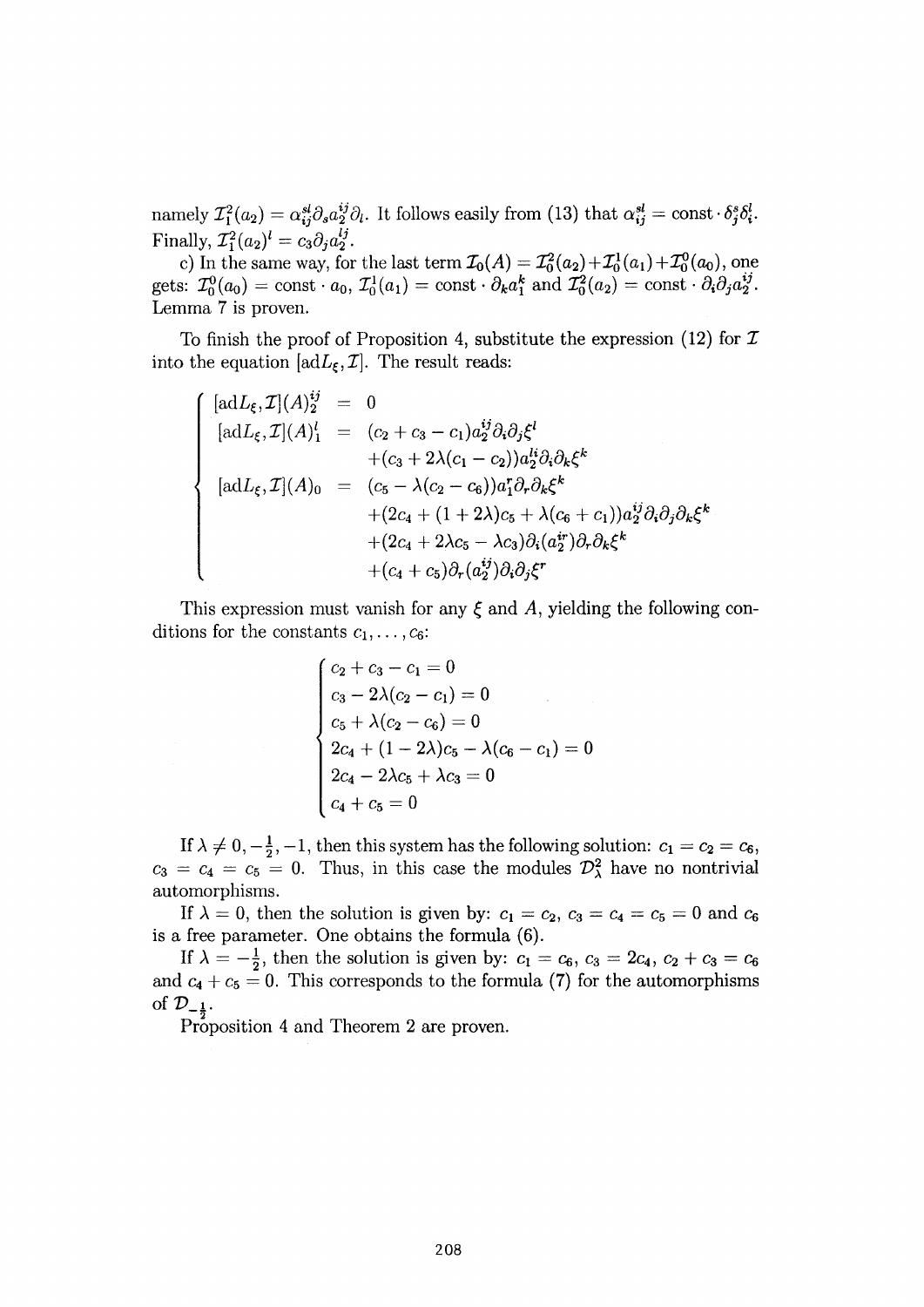namely $\mathcal{I}_1^2(a_2) = \alpha_{ij}^{sl}\partial_s a_2^{ij}\partial_l$. It follows easily from (13) that $\alpha_{ij}^{sl} = \text{const}\cdot\delta_j^s\delta_i^l$. Finally, $\mathcal{I}_1^2(a_2)^l = c_3\partial_j a_2^{lj}$.

c) In the same way, for the last term $\mathcal{I}_0(A) = \mathcal{I}_0^2(a_2)+\mathcal{I}_0^1(a_1)+\mathcal{I}_0^0(a_0)$, one gets: $\mathcal{I}_0^0(a_0) = \text{const}\cdot a_0$, $\mathcal{I}_0^1(a_1) = \text{const}\cdot\partial_k a_1^k$ and $\mathcal{I}_0^2(a_2) = \text{const}\cdot\partial_i\partial_j a_2^{ij}$. Lemma 7 is proven.

To finish the proof of Proposition 4, substitute the expression (12) for $\mathcal{I}$ into the equation $[\mathrm{ad}L_\xi, \mathcal{I}]$. The result reads:

$$
\left\{
\begin{array}{rcl}
[\mathrm{ad}L_\xi,\mathcal{I}](A)_2^{ij} & = & 0 \\
[\mathrm{ad}L_\xi,\mathcal{I}](A)_1^l & = & (c_2+c_3-c_1)a_2^{ij}\partial_i\partial_j\xi^l \\
& & +(c_3+2\lambda(c_1-c_2))a_2^{li}\partial_i\partial_k\xi^k \\
[\mathrm{ad}L_\xi,\mathcal{I}](A)_0 & = & (c_5-\lambda(c_2-c_6))a_1^r\partial_r\partial_k\xi^k \\
& & +(2c_4+(1+2\lambda)c_5+\lambda(c_6+c_1))a_2^{ij}\partial_i\partial_j\partial_k\xi^k \\
& & +(2c_4+2\lambda c_5-\lambda c_3)\partial_i(a_2^{ir})\partial_r\partial_k\xi^k \\
& & +(c_4+c_5)\partial_r(a_2^{ij})\partial_i\partial_j\xi^r
\end{array}
\right.
$$

This expression must vanish for any $\xi$ and $A$, yielding the following conditions for the constants $c_1,\ldots,c_6$:

$$
\left\{
\begin{array}{l}
c_2+c_3-c_1=0 \\
c_3-2\lambda(c_2-c_1)=0 \\
c_5+\lambda(c_2-c_6)=0 \\
2c_4+(1-2\lambda)c_5-\lambda(c_6-c_1)=0 \\
2c_4-2\lambda c_5+\lambda c_3=0 \\
c_4+c_5=0
\end{array}
\right.
$$

If $\lambda\neq 0, -\frac{1}{2}, -1$, then this system has the following solution: $c_1=c_2=c_6$, $c_3=c_4=c_5=0$. Thus, in this case the modules $\mathcal{D}_\lambda^2$ have no nontrivial automorphisms.

If $\lambda=0$, then the solution is given by: $c_1=c_2$, $c_3=c_4=c_5=0$ and $c_6$ is a free parameter. One obtains the formula (6).

If $\lambda=-\frac{1}{2}$, then the solution is given by: $c_1=c_6$, $c_3=2c_4$, $c_2+c_3=c_6$ and $c_4+c_5=0$. This corresponds to the formula (7) for the automorphisms of $\mathcal{D}_{-\frac{1}{2}}$.

Proposition 4 and Theorem 2 are proven.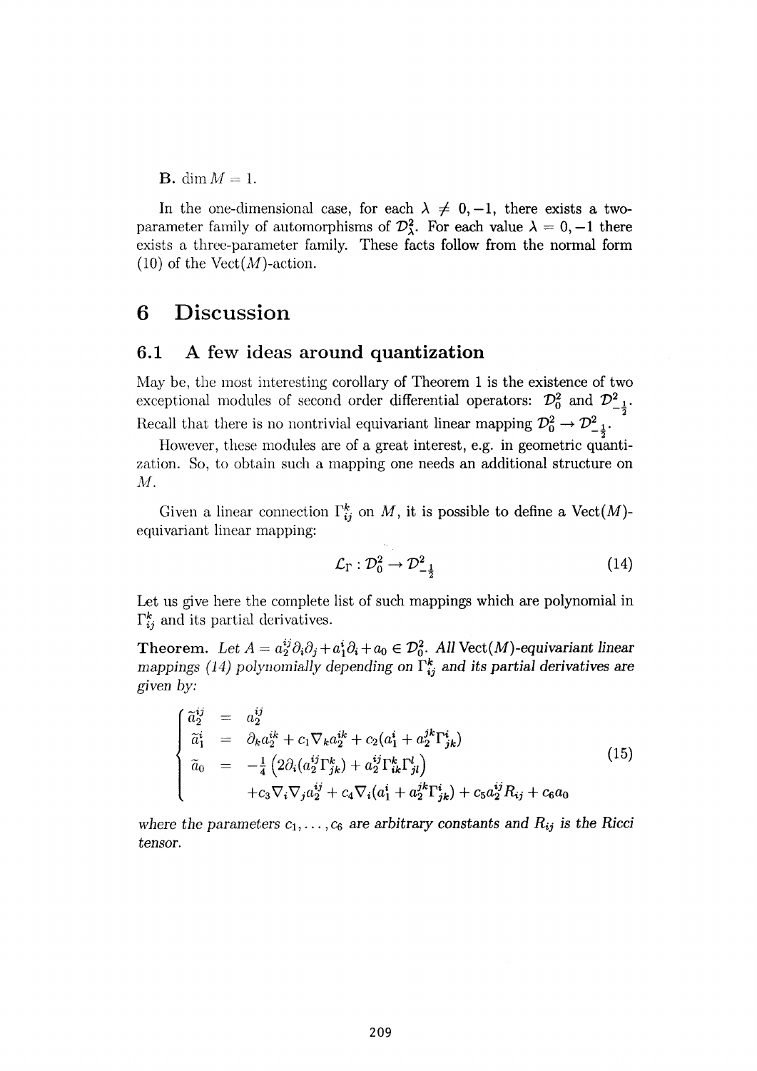**B.** $\dim M = 1$.

In the one-dimensional case, for each $\lambda \neq 0, -1$, there exists a two-parameter family of automorphisms of $\mathcal{D}^2_\lambda$. For each value $\lambda = 0, -1$ there exists a three-parameter family. These facts follow from the normal form (10) of the $\mathrm{Vect}(M)$-action.

# 6 Discussion

## 6.1 A few ideas around quantization

May be, the most interesting corollary of Theorem 1 is the existence of two exceptional modules of second order differential operators: $\mathcal{D}^2_0$ and $\mathcal{D}^2_{-\frac{1}{2}}$. Recall that there is no nontrivial equivariant linear mapping $\mathcal{D}^2_0 \to \mathcal{D}^2_{-\frac{1}{2}}$.

However, these modules are of a great interest, e.g. in geometric quantization. So, to obtain such a mapping one needs an additional structure on $M$.

Given a linear connection $\Gamma^k_{ij}$ on $M$, it is possible to define a $\mathrm{Vect}(M)$-equivariant linear mapping:

$$\mathcal{L}_\Gamma : \mathcal{D}^2_0 \to \mathcal{D}^2_{-\frac{1}{2}} \tag{14}$$

Let us give here the complete list of such mappings which are polynomial in $\Gamma^k_{ij}$ and its partial derivatives.

**Theorem.** *Let $A = a^{ij}_2 \partial_i \partial_j + a^i_1 \partial_i + a_0 \in \mathcal{D}^2_0$. All $\mathrm{Vect}(M)$-equivariant linear mappings (14) polynomially depending on $\Gamma^k_{ij}$ and its partial derivatives are given by:*

$$\left\{ \begin{array}{rcl} \tilde{a}^{ij}_2 & = & a^{ij}_2 \\ \tilde{a}^i_1 & = & \partial_k a^{ik}_2 + c_1 \nabla_k a^{ik}_2 + c_2 (a^i_1 + a^{jk}_2 \Gamma^i_{jk}) \\ \tilde{a}_0 & = & -\frac{1}{4} \left( 2\partial_i (a^{ij}_2 \Gamma^k_{jk}) + a^{ij}_2 \Gamma^k_{ik} \Gamma^l_{jl} \right) \\ & & + c_3 \nabla_i \nabla_j a^{ij}_2 + c_4 \nabla_i (a^i_1 + a^{jk}_2 \Gamma^i_{jk}) + c_5 a^{ij}_2 R_{ij} + c_6 a_0 \end{array} \right. \tag{15}$$

*where the parameters $c_1, \ldots, c_6$ are arbitrary constants and $R_{ij}$ is the Ricci tensor.*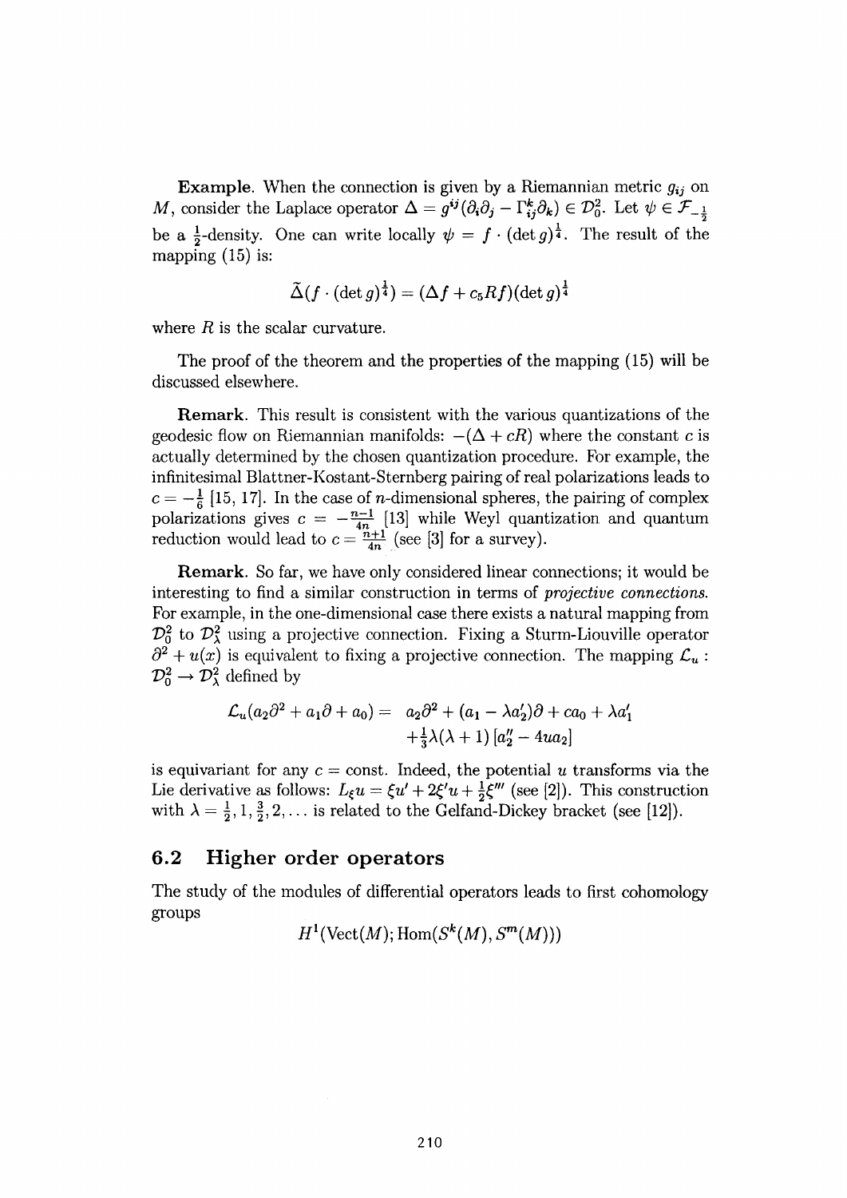**Example**. When the connection is given by a Riemannian metric $g_{ij}$ on $M$, consider the Laplace operator $\Delta = g^{ij}(\partial_i\partial_j - \Gamma^k_{ij}\partial_k) \in \mathcal{D}^2_0$. Let $\psi \in \mathcal{F}_{-\frac{1}{2}}$ be a $\frac{1}{2}$-density. One can write locally $\psi = f \cdot (\det g)^{\frac{1}{4}}$. The result of the mapping (15) is:

$$\tilde{\Delta}(f \cdot (\det g)^{\frac{1}{4}}) = (\Delta f + c_5 R f)(\det g)^{\frac{1}{4}}$$

where $R$ is the scalar curvature.

The proof of the theorem and the properties of the mapping (15) will be discussed elsewhere.

**Remark**. This result is consistent with the various quantizations of the geodesic flow on Riemannian manifolds: $-(\Delta + cR)$ where the constant $c$ is actually determined by the chosen quantization procedure. For example, the infinitesimal Blattner-Kostant-Sternberg pairing of real polarizations leads to $c = -\frac{1}{6}$ [15, 17]. In the case of $n$-dimensional spheres, the pairing of complex polarizations gives $c = -\frac{n-1}{4n}$ [13] while Weyl quantization and quantum reduction would lead to $c = \frac{n+1}{4n}$ (see [3] for a survey).

**Remark**. So far, we have only considered linear connections; it would be interesting to find a similar construction in terms of *projective connections*. For example, in the one-dimensional case there exists a natural mapping from $\mathcal{D}^2_0$ to $\mathcal{D}^2_\lambda$ using a projective connection. Fixing a Sturm-Liouville operator $\partial^2 + u(x)$ is equivalent to fixing a projective connection. The mapping $\mathcal{L}_u : \mathcal{D}^2_0 \to \mathcal{D}^2_\lambda$ defined by

$$\begin{aligned}\mathcal{L}_u(a_2\partial^2 + a_1\partial + a_0) = \; & a_2\partial^2 + (a_1 - \lambda a_2')\partial + ca_0 + \lambda a_1' \\ & + \tfrac{1}{3}\lambda(\lambda+1)\left[a_2'' - 4ua_2\right]\end{aligned}$$

is equivariant for any $c = \text{const}$. Indeed, the potential $u$ transforms via the Lie derivative as follows: $L_\xi u = \xi u' + 2\xi' u + \frac{1}{2}\xi'''$ (see [2]). This construction with $\lambda = \frac{1}{2}, 1, \frac{3}{2}, 2, \ldots$ is related to the Gelfand-Dickey bracket (see [12]).

## 6.2 Higher order operators

The study of the modules of differential operators leads to first cohomology groups

$$H^1(\mathrm{Vect}(M); \mathrm{Hom}(S^k(M), S^m(M)))$$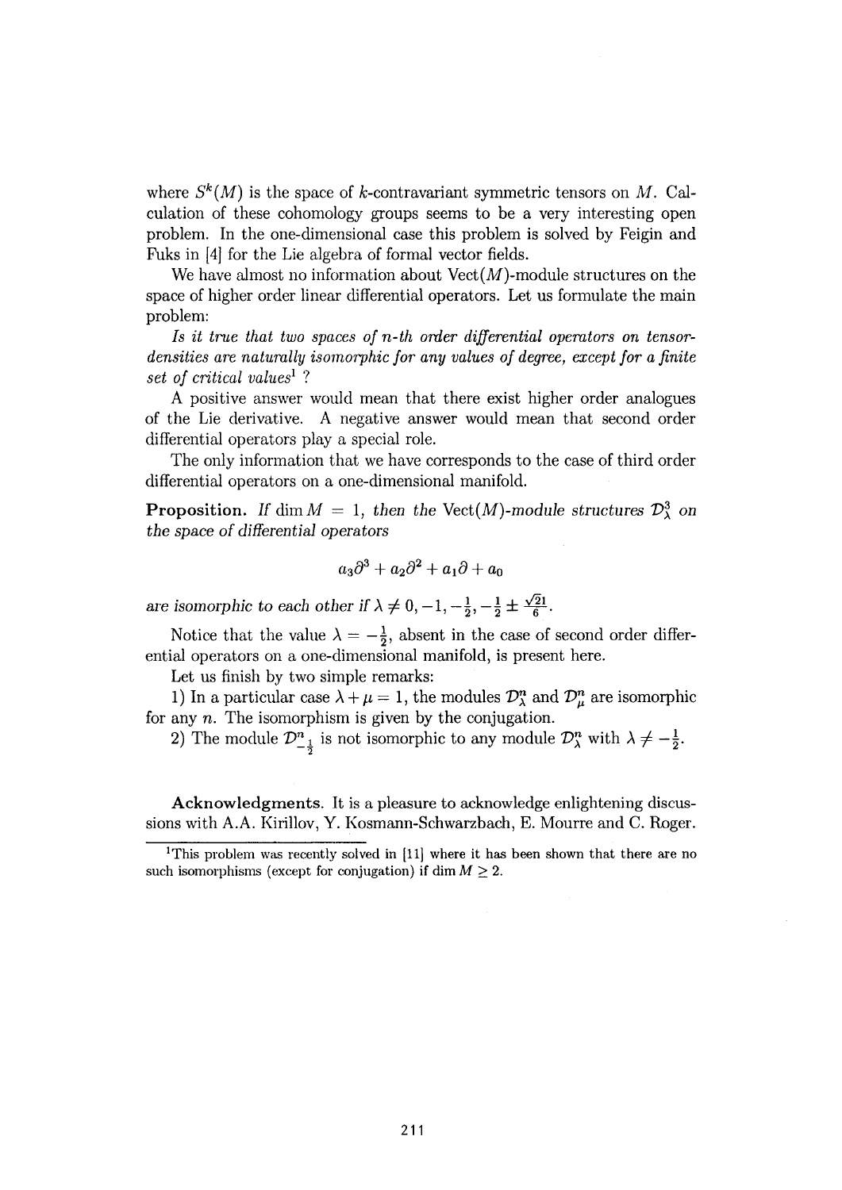where $S^k(M)$ is the space of $k$-contravariant symmetric tensors on $M$. Calculation of these cohomology groups seems to be a very interesting open problem. In the one-dimensional case this problem is solved by Feigin and Fuks in [4] for the Lie algebra of formal vector fields.

We have almost no information about $\mathrm{Vect}(M)$-module structures on the space of higher order linear differential operators. Let us formulate the main problem:

*Is it true that two spaces of $n$-th order differential operators on tensor-densities are naturally isomorphic for any values of degree, except for a finite set of critical values*[1] ?

A positive answer would mean that there exist higher order analogues of the Lie derivative. A negative answer would mean that second order differential operators play a special role.

The only information that we have corresponds to the case of third order differential operators on a one-dimensional manifold.

**Proposition.** *If $\dim M = 1$, then the $\mathrm{Vect}(M)$-module structures $\mathcal{D}^3_\lambda$ on the space of differential operators*

$$a_3\partial^3 + a_2\partial^2 + a_1\partial + a_0$$

*are isomorphic to each other if $\lambda \neq 0, -1, -\frac{1}{2}, -\frac{1}{2} \pm \frac{\sqrt{21}}{6}$.*

Notice that the value $\lambda = -\frac{1}{2}$, absent in the case of second order differential operators on a one-dimensional manifold, is present here.

Let us finish by two simple remarks:

1) In a particular case $\lambda + \mu = 1$, the modules $\mathcal{D}^n_\lambda$ and $\mathcal{D}^n_\mu$ are isomorphic for any $n$. The isomorphism is given by the conjugation.

2) The module $\mathcal{D}^n_{-\frac{1}{2}}$ is not isomorphic to any module $\mathcal{D}^n_\lambda$ with $\lambda \neq -\frac{1}{2}$.

**Acknowledgments**. It is a pleasure to acknowledge enlightening discussions with A.A. Kirillov, Y. Kosmann-Schwarzbach, E. Mourre and C. Roger.

---

[1] This problem was recently solved in [11] where it has been shown that there are no such isomorphisms (except for conjugation) if $\dim M \geq 2$.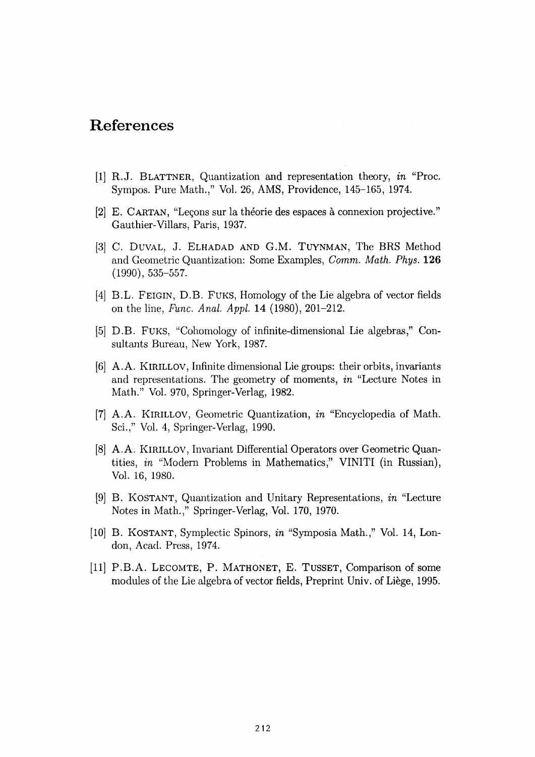# References

[1] R.J. BLATTNER, Quantization and representation theory, *in* "Proc. Sympos. Pure Math.," Vol. 26, AMS, Providence, 145–165, 1974.

[2] E. CARTAN, "Leçons sur la théorie des espaces à connexion projective." Gauthier-Villars, Paris, 1937.

[3] C. DUVAL, J. ELHADAD AND G.M. TUYNMAN, The BRS Method and Geometric Quantization: Some Examples, *Comm. Math. Phys.* **126** (1990), 535–557.

[4] B.L. FEIGIN, D.B. FUKS, Homology of the Lie algebra of vector fields on the line, *Func. Anal. Appl.* 14 (1980), 201–212.

[5] D.B. FUKS, "Cohomology of infinite-dimensional Lie algebras," Consultants Bureau, New York, 1987.

[6] A.A. KIRILLOV, Infinite dimensional Lie groups: their orbits, invariants and representations. The geometry of moments, *in* "Lecture Notes in Math." Vol. 970, Springer-Verlag, 1982.

[7] A.A. KIRILLOV, Geometric Quantization, *in* "Encyclopedia of Math. Sci.," Vol. 4, Springer-Verlag, 1990.

[8] A.A. KIRILLOV, Invariant Differential Operators over Geometric Quantities, *in* "Modern Problems in Mathematics," VINITI (in Russian), Vol. 16, 1980.

[9] B. KOSTANT, Quantization and Unitary Representations, *in* "Lecture Notes in Math.," Springer-Verlag, Vol. 170, 1970.

[10] B. KOSTANT, Symplectic Spinors, *in* "Symposia Math.," Vol. 14, London, Acad. Press, 1974.

[11] P.B.A. LECOMTE, P. MATHONET, E. TUSSET, Comparison of some modules of the Lie algebra of vector fields, Preprint Univ. of Liège, 1995.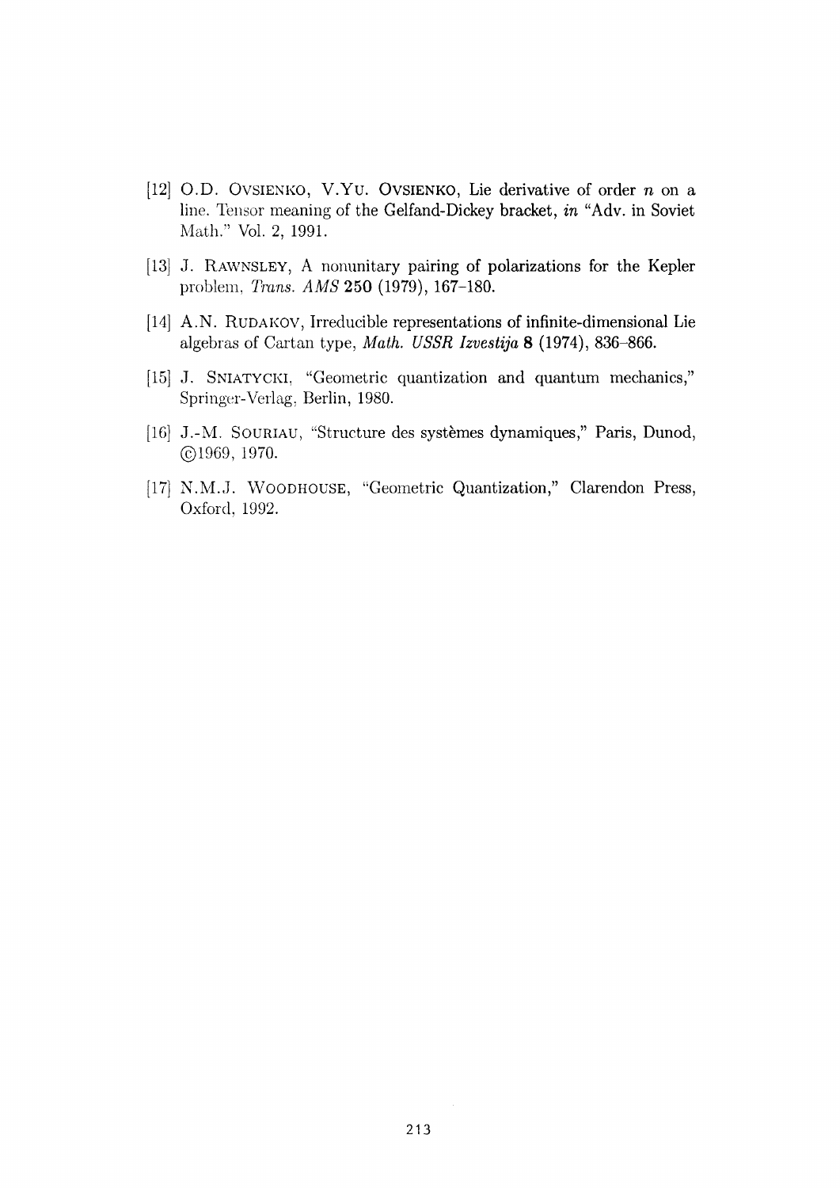[12] O.D. Ovsienko, V.Yu. Ovsienko, Lie derivative of order $n$ on a line. Tensor meaning of the Gelfand-Dickey bracket, *in* "Adv. in Soviet Math." Vol. 2, 1991.

[13] J. Rawnsley, A nonunitary pairing of polarizations for the Kepler problem, *Trans. AMS* **250** (1979), 167–180.

[14] A.N. Rudakov, Irreducible representations of infinite-dimensional Lie algebras of Cartan type, *Math. USSR Izvestija* **8** (1974), 836–866.

[15] J. Sniatycki, "Geometric quantization and quantum mechanics," Springer-Verlag, Berlin, 1980.

[16] J.-M. Souriau, "Structure des systèmes dynamiques," Paris, Dunod, ©1969, 1970.

[17] N.M.J. Woodhouse, "Geometric Quantization," Clarendon Press, Oxford, 1992.